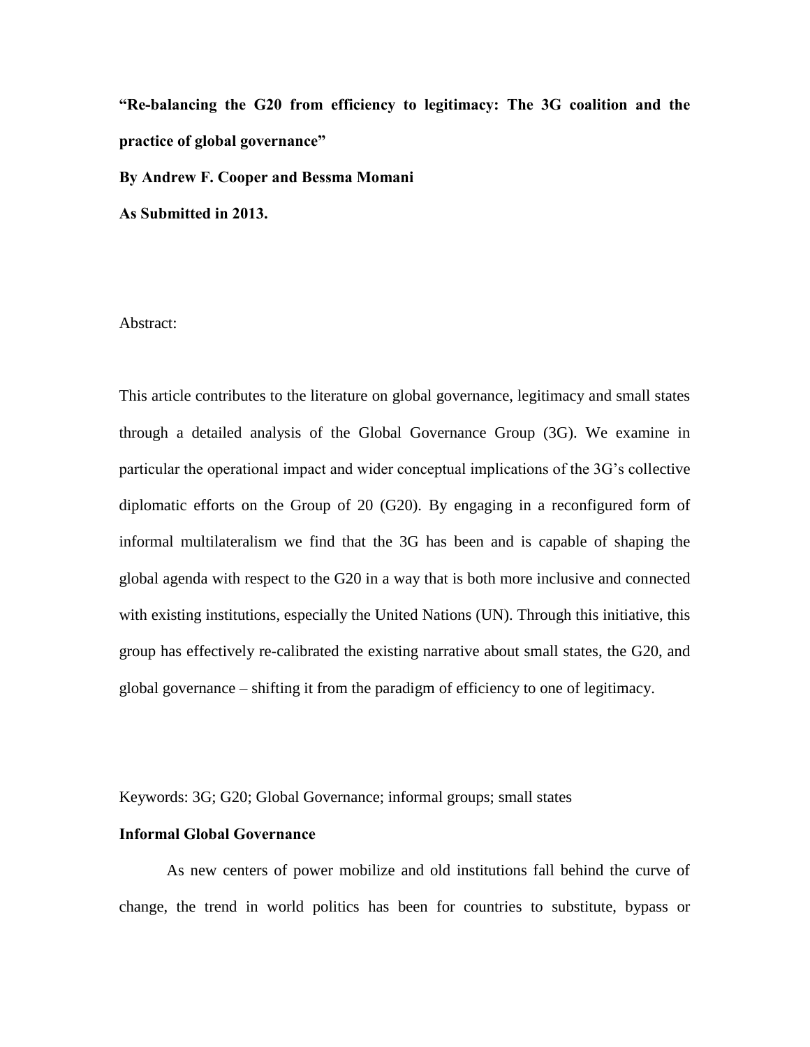**"Re-balancing the G20 from efficiency to legitimacy: The 3G coalition and the practice of global governance"**

**By Andrew F. Cooper and Bessma Momani**

**As Submitted in 2013.**

Abstract:

This article contributes to the literature on global governance, legitimacy and small states through a detailed analysis of the Global Governance Group (3G). We examine in particular the operational impact and wider conceptual implications of the 3G's collective diplomatic efforts on the Group of 20 (G20). By engaging in a reconfigured form of informal multilateralism we find that the 3G has been and is capable of shaping the global agenda with respect to the G20 in a way that is both more inclusive and connected with existing institutions, especially the United Nations (UN). Through this initiative, this group has effectively re-calibrated the existing narrative about small states, the G20, and global governance – shifting it from the paradigm of efficiency to one of legitimacy.

Keywords: 3G; G20; Global Governance; informal groups; small states

**Informal Global Governance**

As new centers of power mobilize and old institutions fall behind the curve of change, the trend in world politics has been for countries to substitute, bypass or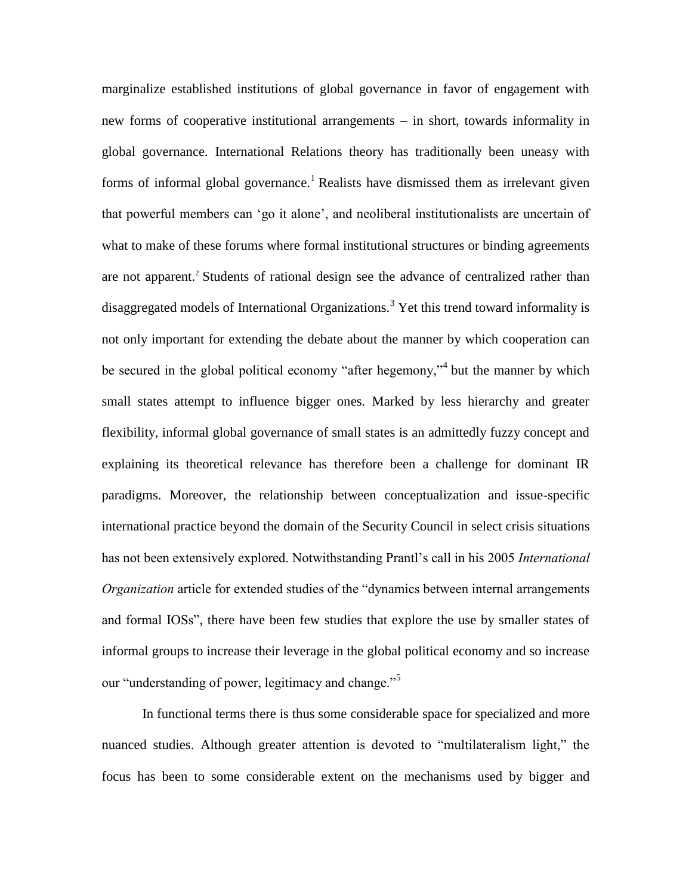marginalize established institutions of global governance in favor of engagement with new forms of cooperative institutional arrangements – in short, towards informality in global governance. International Relations theory has traditionally been uneasy with forms of informal global governance.[1] Realists have dismissed them as irrelevant given that powerful members can 'go it alone', and neoliberal institutionalists are uncertain of what to make of these forums where formal institutional structures or binding agreements are not apparent.[2] Students of rational design see the advance of centralized rather than disaggregated models of International Organizations.[3] Yet this trend toward informality is not only important for extending the debate about the manner by which cooperation can be secured in the global political economy "after hegemony,"[4] but the manner by which small states attempt to influence bigger ones. Marked by less hierarchy and greater flexibility, informal global governance of small states is an admittedly fuzzy concept and explaining its theoretical relevance has therefore been a challenge for dominant IR paradigms. Moreover, the relationship between conceptualization and issue-specific international practice beyond the domain of the Security Council in select crisis situations has not been extensively explored. Notwithstanding Prantl's call in his 2005 *International Organization* article for extended studies of the "dynamics between internal arrangements and formal IOSs", there have been few studies that explore the use by smaller states of informal groups to increase their leverage in the global political economy and so increase our "understanding of power, legitimacy and change."[5]

In functional terms there is thus some considerable space for specialized and more nuanced studies. Although greater attention is devoted to "multilateralism light," the focus has been to some considerable extent on the mechanisms used by bigger and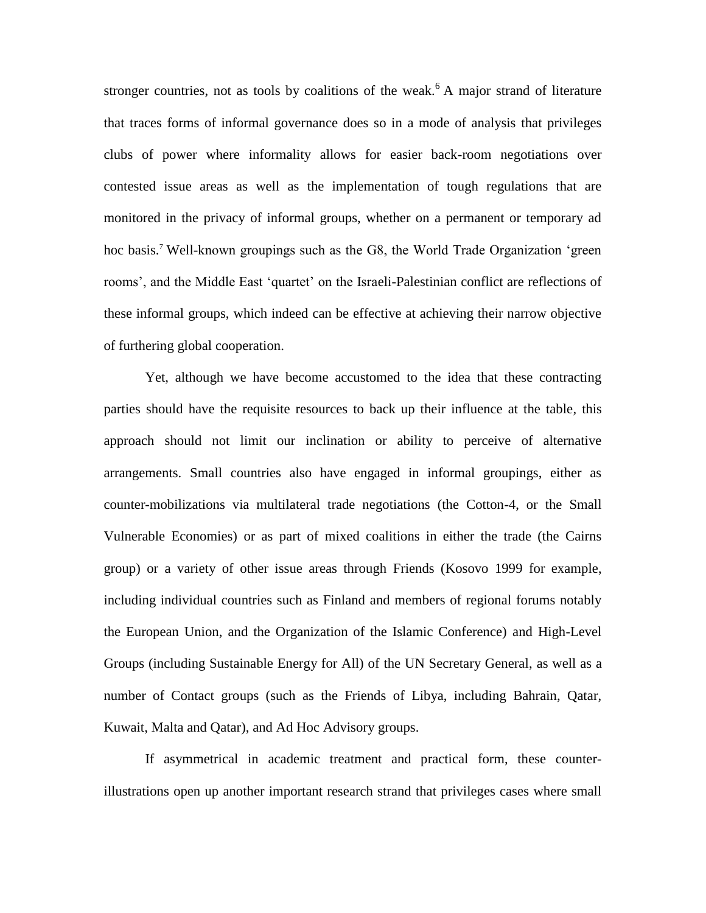stronger countries, not as tools by coalitions of the weak.[6] A major strand of literature that traces forms of informal governance does so in a mode of analysis that privileges clubs of power where informality allows for easier back-room negotiations over contested issue areas as well as the implementation of tough regulations that are monitored in the privacy of informal groups, whether on a permanent or temporary ad hoc basis.[7] Well-known groupings such as the G8, the World Trade Organization 'green rooms', and the Middle East 'quartet' on the Israeli-Palestinian conflict are reflections of these informal groups, which indeed can be effective at achieving their narrow objective of furthering global cooperation.

Yet, although we have become accustomed to the idea that these contracting parties should have the requisite resources to back up their influence at the table, this approach should not limit our inclination or ability to perceive of alternative arrangements. Small countries also have engaged in informal groupings, either as counter-mobilizations via multilateral trade negotiations (the Cotton-4, or the Small Vulnerable Economies) or as part of mixed coalitions in either the trade (the Cairns group) or a variety of other issue areas through Friends (Kosovo 1999 for example, including individual countries such as Finland and members of regional forums notably the European Union, and the Organization of the Islamic Conference) and High-Level Groups (including Sustainable Energy for All) of the UN Secretary General, as well as a number of Contact groups (such as the Friends of Libya, including Bahrain, Qatar, Kuwait, Malta and Qatar), and Ad Hoc Advisory groups.

If asymmetrical in academic treatment and practical form, these counter-illustrations open up another important research strand that privileges cases where small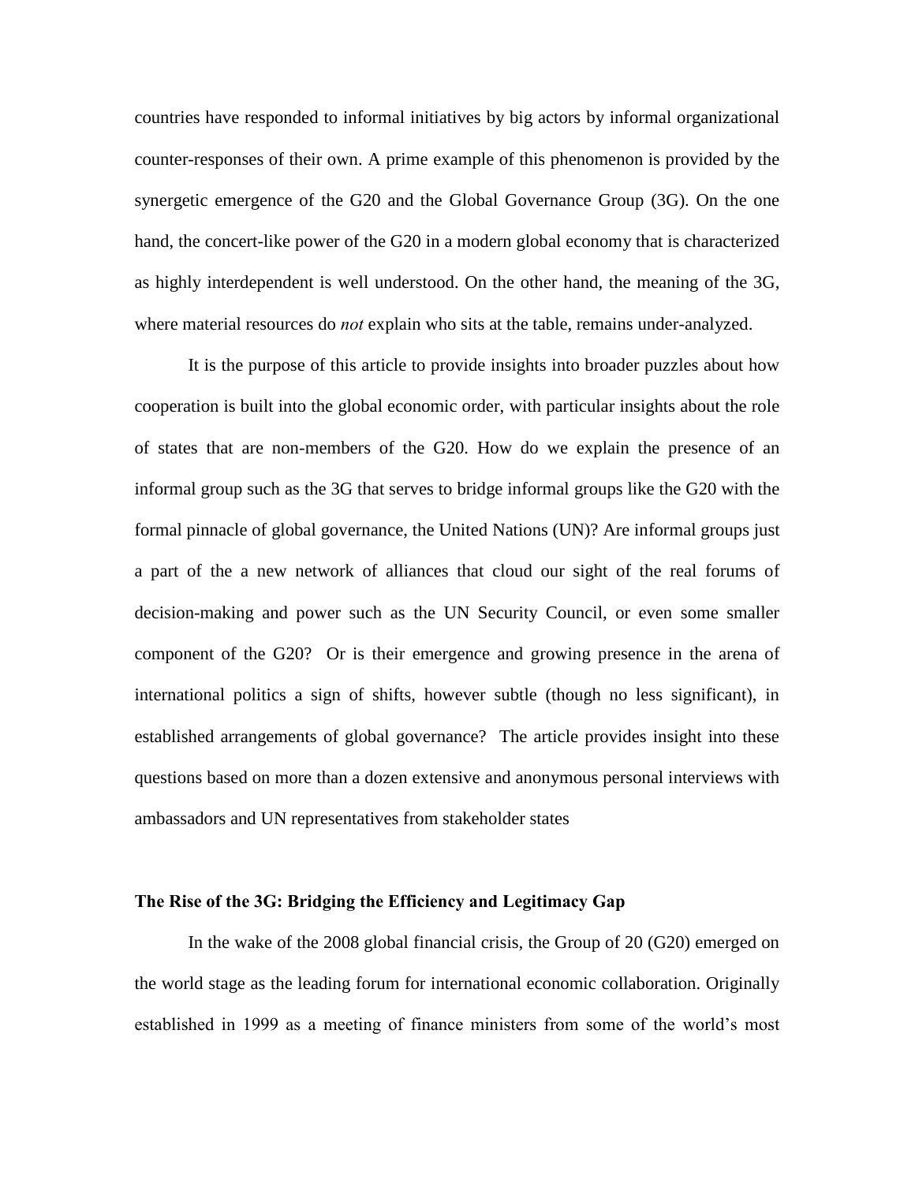countries have responded to informal initiatives by big actors by informal organizational counter-responses of their own. A prime example of this phenomenon is provided by the synergetic emergence of the G20 and the Global Governance Group (3G). On the one hand, the concert-like power of the G20 in a modern global economy that is characterized as highly interdependent is well understood. On the other hand, the meaning of the 3G, where material resources do *not* explain who sits at the table, remains under-analyzed.

It is the purpose of this article to provide insights into broader puzzles about how cooperation is built into the global economic order, with particular insights about the role of states that are non-members of the G20. How do we explain the presence of an informal group such as the 3G that serves to bridge informal groups like the G20 with the formal pinnacle of global governance, the United Nations (UN)? Are informal groups just a part of the a new network of alliances that cloud our sight of the real forums of decision-making and power such as the UN Security Council, or even some smaller component of the G20? Or is their emergence and growing presence in the arena of international politics a sign of shifts, however subtle (though no less significant), in established arrangements of global governance? The article provides insight into these questions based on more than a dozen extensive and anonymous personal interviews with ambassadors and UN representatives from stakeholder states

**The Rise of the 3G: Bridging the Efficiency and Legitimacy Gap**

In the wake of the 2008 global financial crisis, the Group of 20 (G20) emerged on the world stage as the leading forum for international economic collaboration. Originally established in 1999 as a meeting of finance ministers from some of the world's most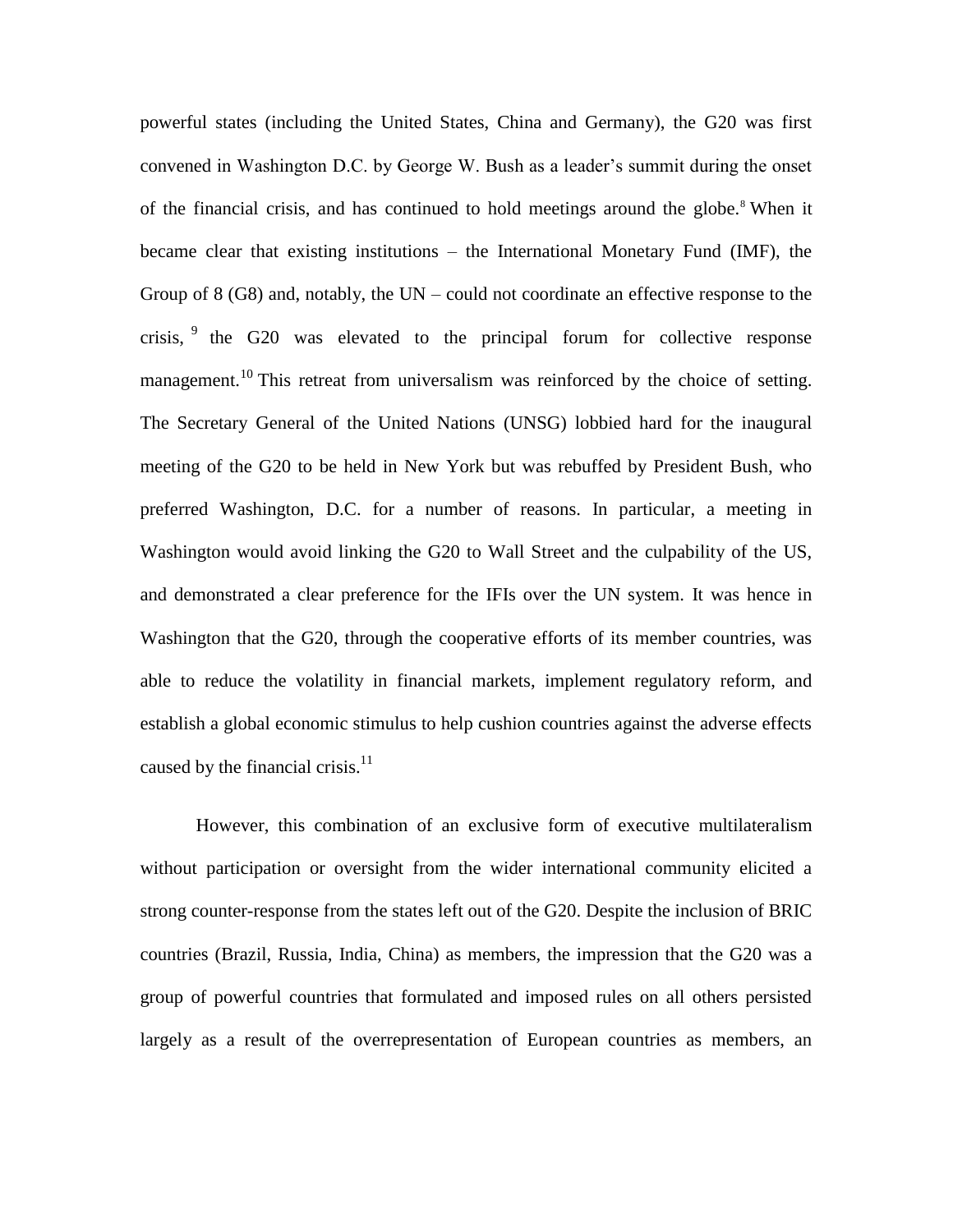powerful states (including the United States, China and Germany), the G20 was first convened in Washington D.C. by George W. Bush as a leader's summit during the onset of the financial crisis, and has continued to hold meetings around the globe.[8] When it became clear that existing institutions – the International Monetary Fund (IMF), the Group of 8 (G8) and, notably, the UN – could not coordinate an effective response to the crisis, [9] the G20 was elevated to the principal forum for collective response management.[10] This retreat from universalism was reinforced by the choice of setting. The Secretary General of the United Nations (UNSG) lobbied hard for the inaugural meeting of the G20 to be held in New York but was rebuffed by President Bush, who preferred Washington, D.C. for a number of reasons. In particular, a meeting in Washington would avoid linking the G20 to Wall Street and the culpability of the US, and demonstrated a clear preference for the IFIs over the UN system. It was hence in Washington that the G20, through the cooperative efforts of its member countries, was able to reduce the volatility in financial markets, implement regulatory reform, and establish a global economic stimulus to help cushion countries against the adverse effects caused by the financial crisis.[11]

However, this combination of an exclusive form of executive multilateralism without participation or oversight from the wider international community elicited a strong counter-response from the states left out of the G20. Despite the inclusion of BRIC countries (Brazil, Russia, India, China) as members, the impression that the G20 was a group of powerful countries that formulated and imposed rules on all others persisted largely as a result of the overrepresentation of European countries as members, an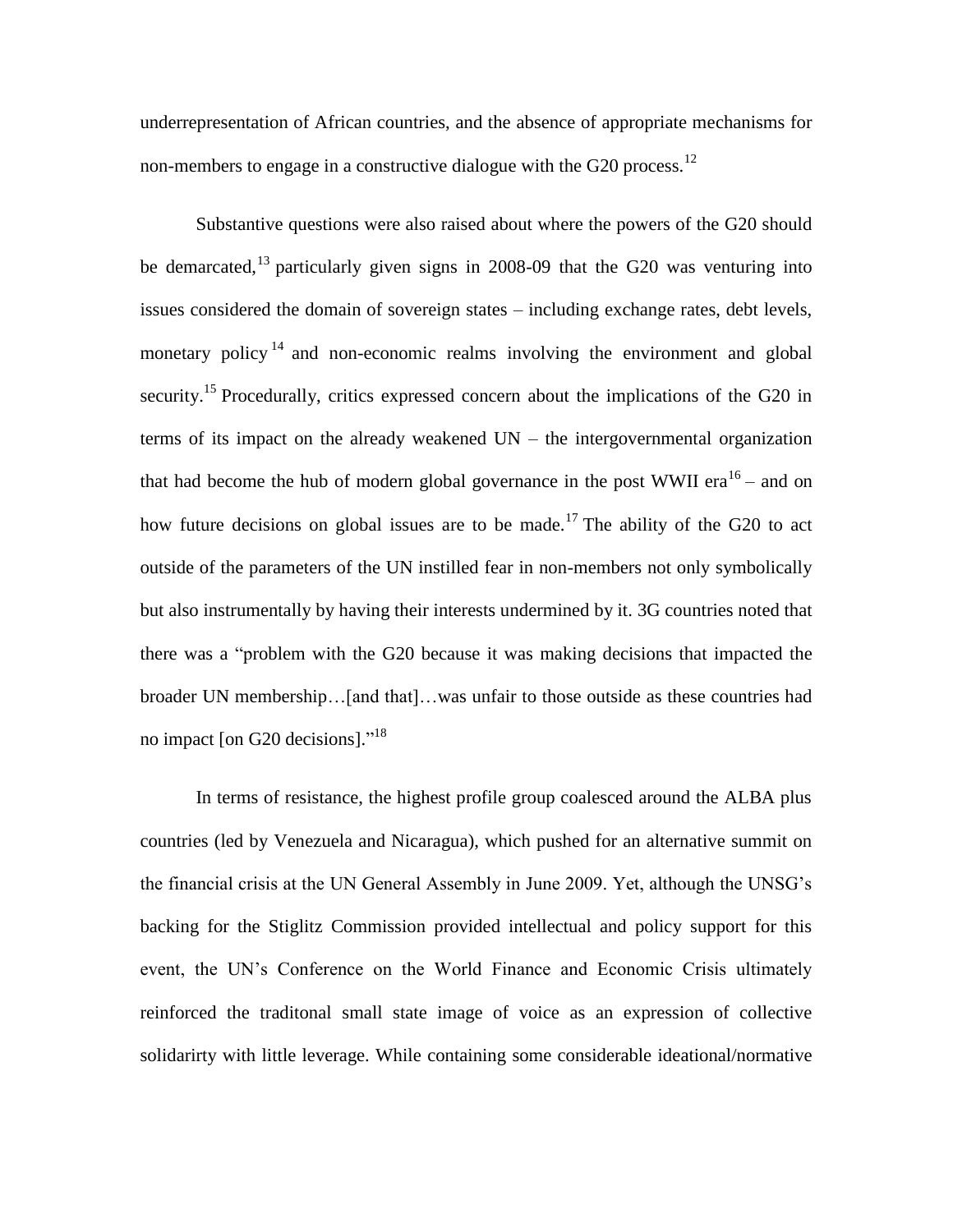underrepresentation of African countries, and the absence of appropriate mechanisms for non-members to engage in a constructive dialogue with the G20 process.[12]

Substantive questions were also raised about where the powers of the G20 should be demarcated,[13] particularly given signs in 2008-09 that the G20 was venturing into issues considered the domain of sovereign states – including exchange rates, debt levels, monetary policy[14] and non-economic realms involving the environment and global security.[15] Procedurally, critics expressed concern about the implications of the G20 in terms of its impact on the already weakened UN – the intergovernmental organization that had become the hub of modern global governance in the post WWII era[16] – and on how future decisions on global issues are to be made.[17] The ability of the G20 to act outside of the parameters of the UN instilled fear in non-members not only symbolically but also instrumentally by having their interests undermined by it. 3G countries noted that there was a "problem with the G20 because it was making decisions that impacted the broader UN membership…[and that]…was unfair to those outside as these countries had no impact [on G20 decisions]."[18]

In terms of resistance, the highest profile group coalesced around the ALBA plus countries (led by Venezuela and Nicaragua), which pushed for an alternative summit on the financial crisis at the UN General Assembly in June 2009. Yet, although the UNSG's backing for the Stiglitz Commission provided intellectual and policy support for this event, the UN's Conference on the World Finance and Economic Crisis ultimately reinforced the traditonal small state image of voice as an expression of collective solidarirty with little leverage. While containing some considerable ideational/normative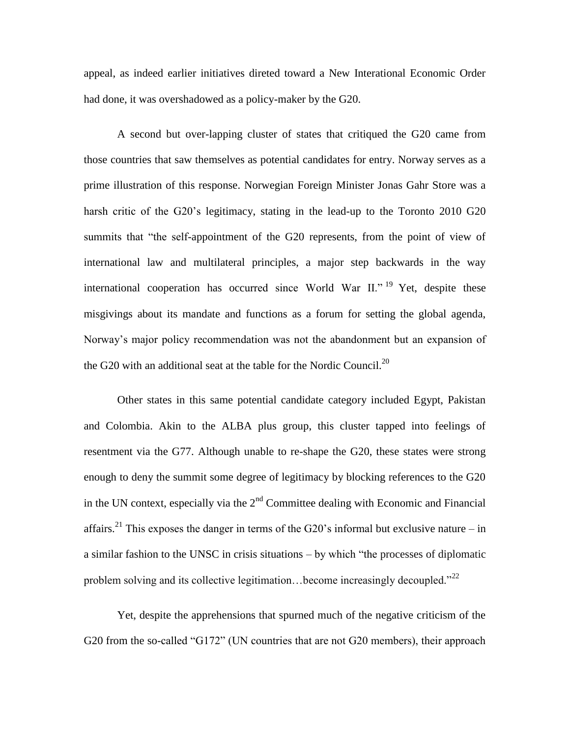appeal, as indeed earlier initiatives direted toward a New Interational Economic Order had done, it was overshadowed as a policy-maker by the G20.

A second but over-lapping cluster of states that critiqued the G20 came from those countries that saw themselves as potential candidates for entry. Norway serves as a prime illustration of this response. Norwegian Foreign Minister Jonas Gahr Store was a harsh critic of the G20's legitimacy, stating in the lead-up to the Toronto 2010 G20 summits that "the self-appointment of the G20 represents, from the point of view of international law and multilateral principles, a major step backwards in the way international cooperation has occurred since World War II." [19] Yet, despite these misgivings about its mandate and functions as a forum for setting the global agenda, Norway's major policy recommendation was not the abandonment but an expansion of the G20 with an additional seat at the table for the Nordic Council.[20]

Other states in this same potential candidate category included Egypt, Pakistan and Colombia. Akin to the ALBA plus group, this cluster tapped into feelings of resentment via the G77. Although unable to re-shape the G20, these states were strong enough to deny the summit some degree of legitimacy by blocking references to the G20 in the UN context, especially via the 2nd Committee dealing with Economic and Financial affairs.[21] This exposes the danger in terms of the G20's informal but exclusive nature – in a similar fashion to the UNSC in crisis situations – by which "the processes of diplomatic problem solving and its collective legitimation…become increasingly decoupled."[22]

Yet, despite the apprehensions that spurned much of the negative criticism of the G20 from the so-called "G172" (UN countries that are not G20 members), their approach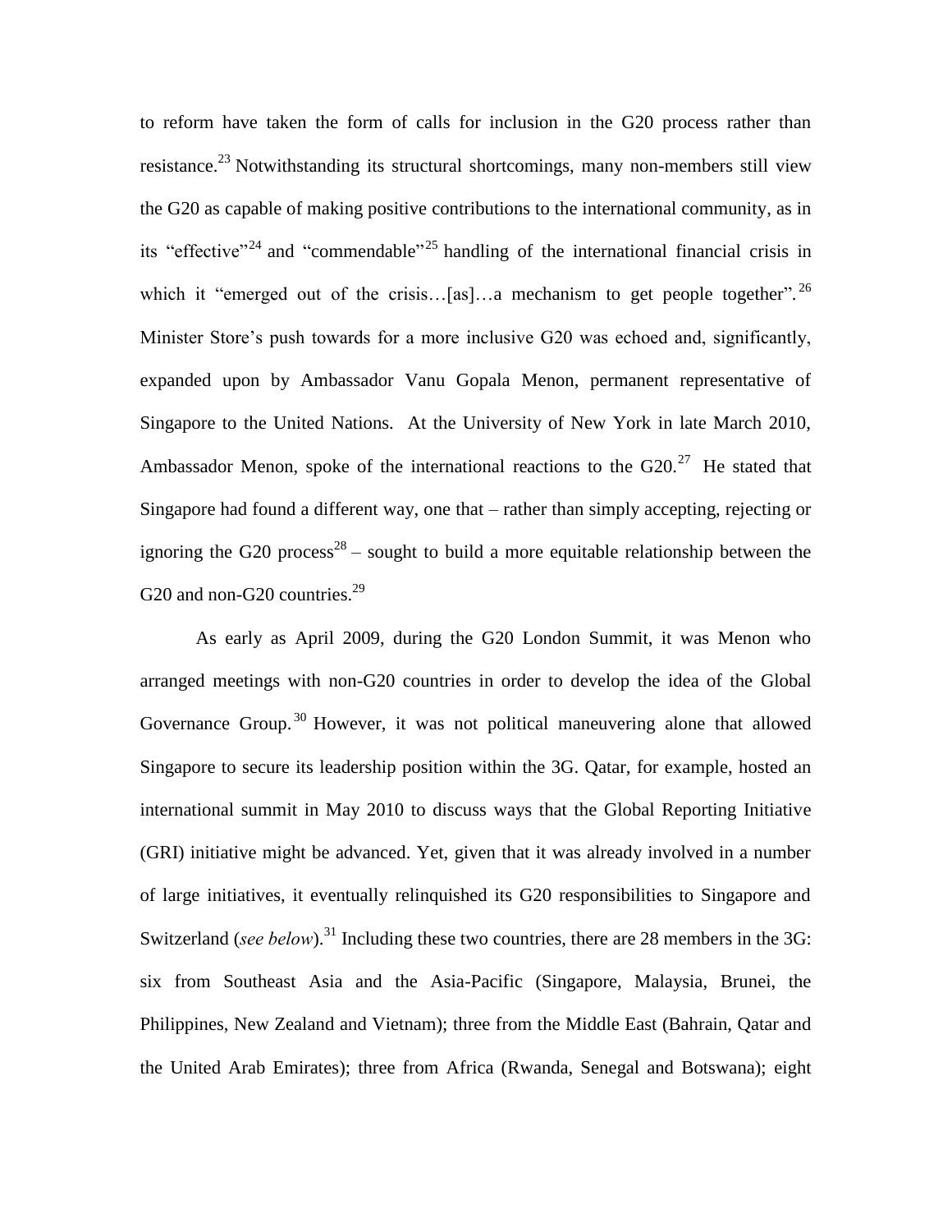to reform have taken the form of calls for inclusion in the G20 process rather than resistance.[23] Notwithstanding its structural shortcomings, many non-members still view the G20 as capable of making positive contributions to the international community, as in its "effective"[24] and "commendable"[25] handling of the international financial crisis in which it "emerged out of the crisis…[as]…a mechanism to get people together".[26] Minister Store's push towards for a more inclusive G20 was echoed and, significantly, expanded upon by Ambassador Vanu Gopala Menon, permanent representative of Singapore to the United Nations. At the University of New York in late March 2010, Ambassador Menon, spoke of the international reactions to the G20.[27] He stated that Singapore had found a different way, one that – rather than simply accepting, rejecting or ignoring the G20 process[28] – sought to build a more equitable relationship between the G20 and non-G20 countries.[29]

As early as April 2009, during the G20 London Summit, it was Menon who arranged meetings with non-G20 countries in order to develop the idea of the Global Governance Group.[30] However, it was not political maneuvering alone that allowed Singapore to secure its leadership position within the 3G. Qatar, for example, hosted an international summit in May 2010 to discuss ways that the Global Reporting Initiative (GRI) initiative might be advanced. Yet, given that it was already involved in a number of large initiatives, it eventually relinquished its G20 responsibilities to Singapore and Switzerland (*see below*).[31] Including these two countries, there are 28 members in the 3G: six from Southeast Asia and the Asia-Pacific (Singapore, Malaysia, Brunei, the Philippines, New Zealand and Vietnam); three from the Middle East (Bahrain, Qatar and the United Arab Emirates); three from Africa (Rwanda, Senegal and Botswana); eight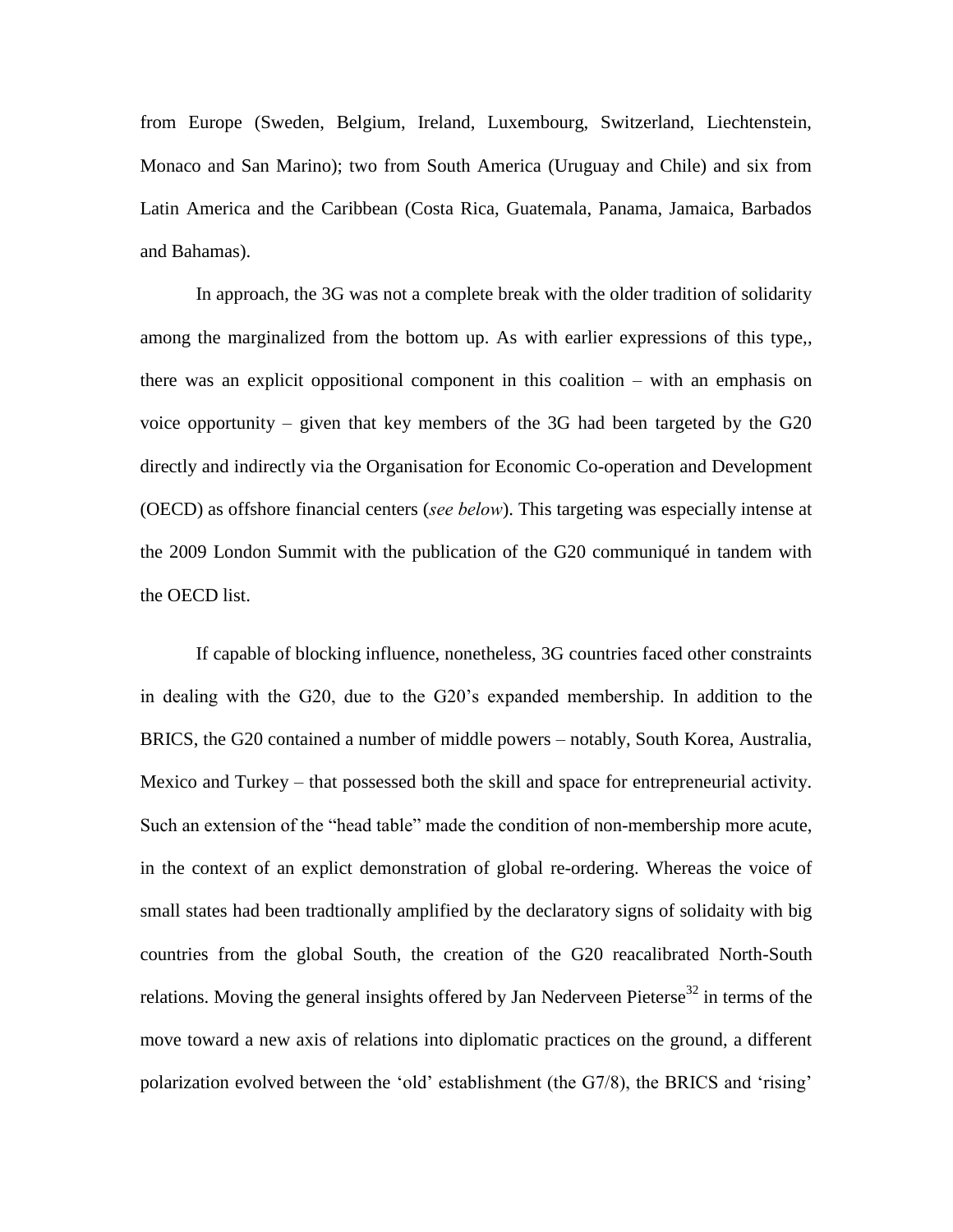from Europe (Sweden, Belgium, Ireland, Luxembourg, Switzerland, Liechtenstein, Monaco and San Marino); two from South America (Uruguay and Chile) and six from Latin America and the Caribbean (Costa Rica, Guatemala, Panama, Jamaica, Barbados and Bahamas).

In approach, the 3G was not a complete break with the older tradition of solidarity among the marginalized from the bottom up. As with earlier expressions of this type,, there was an explicit oppositional component in this coalition – with an emphasis on voice opportunity – given that key members of the 3G had been targeted by the G20 directly and indirectly via the Organisation for Economic Co-operation and Development (OECD) as offshore financial centers (*see below*). This targeting was especially intense at the 2009 London Summit with the publication of the G20 communiqué in tandem with the OECD list.

If capable of blocking influence, nonetheless, 3G countries faced other constraints in dealing with the G20, due to the G20's expanded membership. In addition to the BRICS, the G20 contained a number of middle powers – notably, South Korea, Australia, Mexico and Turkey – that possessed both the skill and space for entrepreneurial activity. Such an extension of the "head table" made the condition of non-membership more acute, in the context of an explict demonstration of global re-ordering. Whereas the voice of small states had been tradtionally amplified by the declaratory signs of solidaity with big countries from the global South, the creation of the G20 reacalibrated North-South relations. Moving the general insights offered by Jan Nederveen Pieterse[32] in terms of the move toward a new axis of relations into diplomatic practices on the ground, a different polarization evolved between the 'old' establishment (the G7/8), the BRICS and 'rising'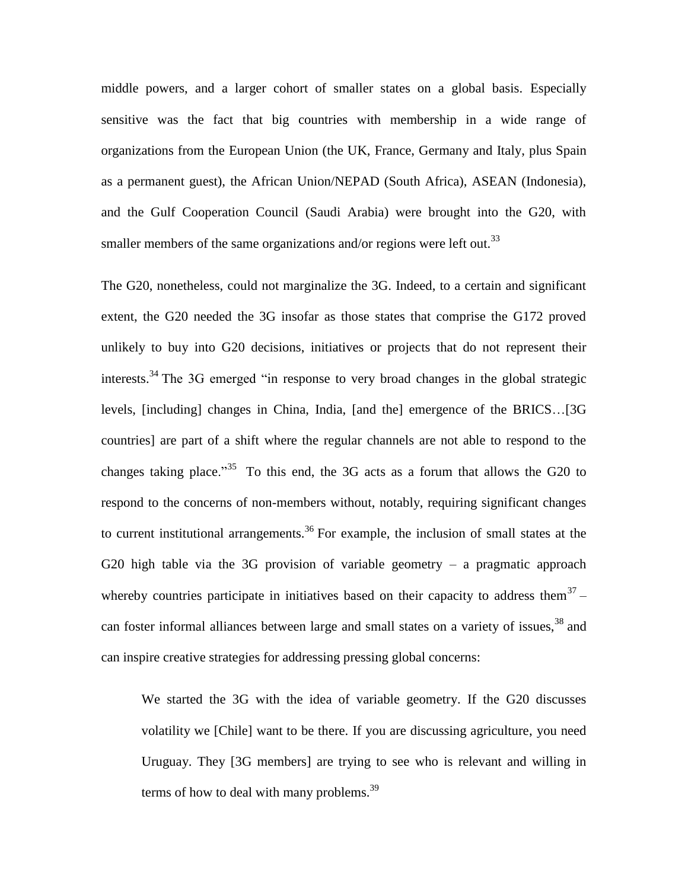middle powers, and a larger cohort of smaller states on a global basis. Especially sensitive was the fact that big countries with membership in a wide range of organizations from the European Union (the UK, France, Germany and Italy, plus Spain as a permanent guest), the African Union/NEPAD (South Africa), ASEAN (Indonesia), and the Gulf Cooperation Council (Saudi Arabia) were brought into the G20, with smaller members of the same organizations and/or regions were left out.[33]

The G20, nonetheless, could not marginalize the 3G. Indeed, to a certain and significant extent, the G20 needed the 3G insofar as those states that comprise the G172 proved unlikely to buy into G20 decisions, initiatives or projects that do not represent their interests.[34] The 3G emerged "in response to very broad changes in the global strategic levels, [including] changes in China, India, [and the] emergence of the BRICS…[3G countries] are part of a shift where the regular channels are not able to respond to the changes taking place."[35] To this end, the 3G acts as a forum that allows the G20 to respond to the concerns of non-members without, notably, requiring significant changes to current institutional arrangements.[36] For example, the inclusion of small states at the G20 high table via the 3G provision of variable geometry – a pragmatic approach whereby countries participate in initiatives based on their capacity to address them[37] – can foster informal alliances between large and small states on a variety of issues,[38] and can inspire creative strategies for addressing pressing global concerns:

> We started the 3G with the idea of variable geometry. If the G20 discusses volatility we [Chile] want to be there. If you are discussing agriculture, you need Uruguay. They [3G members] are trying to see who is relevant and willing in terms of how to deal with many problems.[39]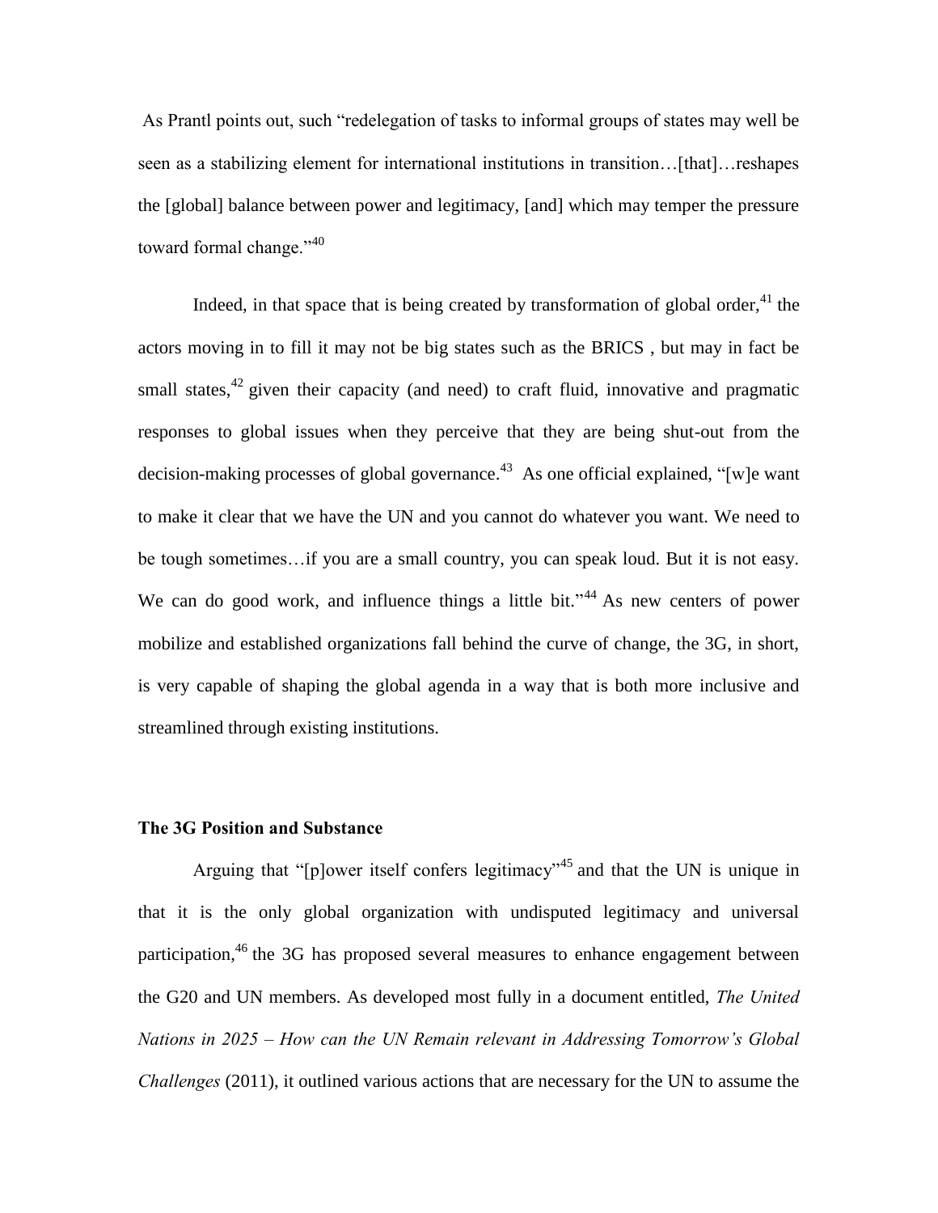As Prantl points out, such "redelegation of tasks to informal groups of states may well be seen as a stabilizing element for international institutions in transition…[that]…reshapes the [global] balance between power and legitimacy, [and] which may temper the pressure toward formal change."[40]

Indeed, in that space that is being created by transformation of global order,[41] the actors moving in to fill it may not be big states such as the BRICS , but may in fact be small states,[42] given their capacity (and need) to craft fluid, innovative and pragmatic responses to global issues when they perceive that they are being shut-out from the decision-making processes of global governance.[43] As one official explained, "[w]e want to make it clear that we have the UN and you cannot do whatever you want. We need to be tough sometimes…if you are a small country, you can speak loud. But it is not easy. We can do good work, and influence things a little bit."[44] As new centers of power mobilize and established organizations fall behind the curve of change, the 3G, in short, is very capable of shaping the global agenda in a way that is both more inclusive and streamlined through existing institutions.

**The 3G Position and Substance**

Arguing that "[p]ower itself confers legitimacy"[45] and that the UN is unique in that it is the only global organization with undisputed legitimacy and universal participation,[46] the 3G has proposed several measures to enhance engagement between the G20 and UN members. As developed most fully in a document entitled, *The United Nations in 2025 – How can the UN Remain relevant in Addressing Tomorrow's Global Challenges* (2011), it outlined various actions that are necessary for the UN to assume the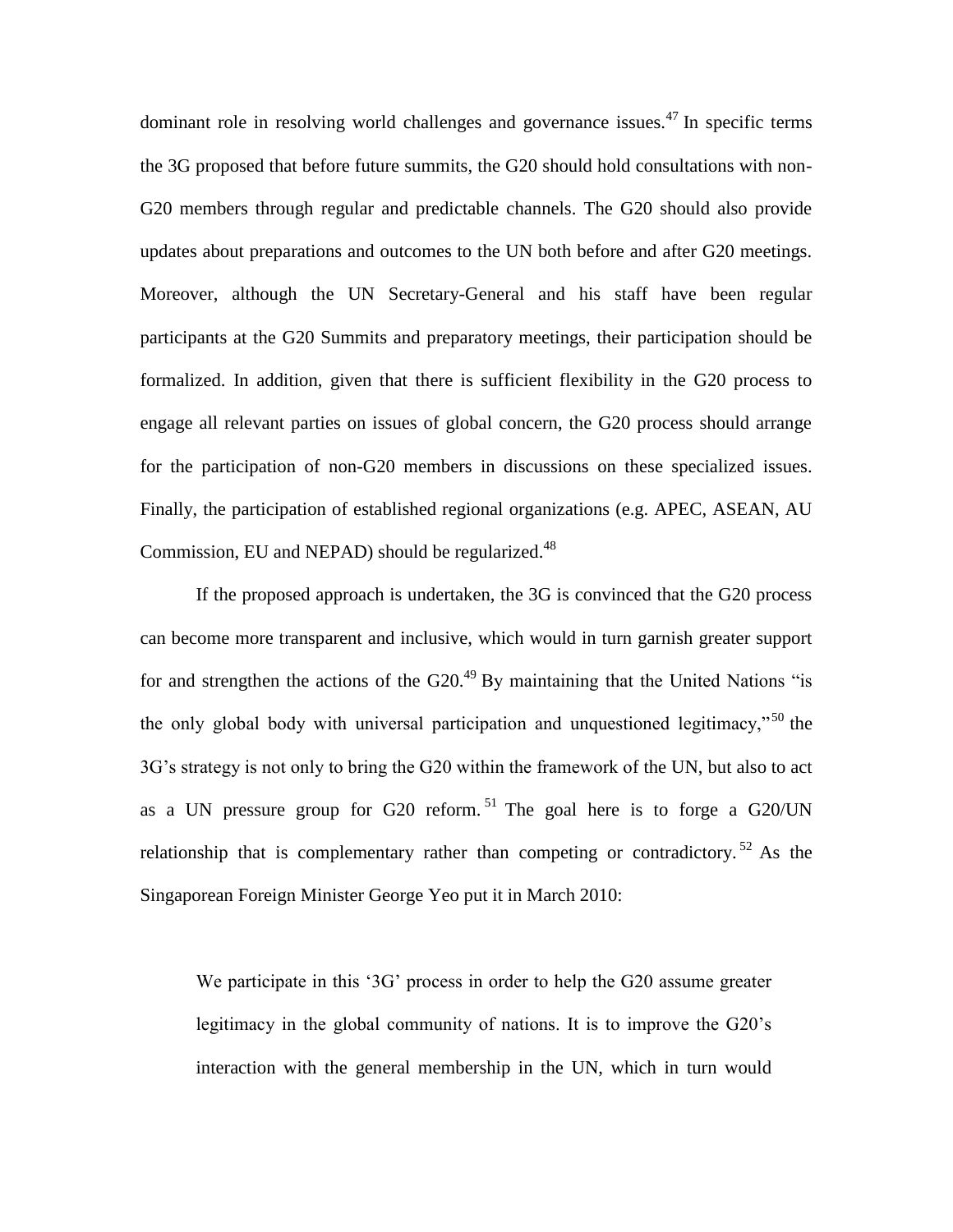dominant role in resolving world challenges and governance issues.[47] In specific terms the 3G proposed that before future summits, the G20 should hold consultations with non-G20 members through regular and predictable channels. The G20 should also provide updates about preparations and outcomes to the UN both before and after G20 meetings. Moreover, although the UN Secretary-General and his staff have been regular participants at the G20 Summits and preparatory meetings, their participation should be formalized. In addition, given that there is sufficient flexibility in the G20 process to engage all relevant parties on issues of global concern, the G20 process should arrange for the participation of non-G20 members in discussions on these specialized issues. Finally, the participation of established regional organizations (e.g. APEC, ASEAN, AU Commission, EU and NEPAD) should be regularized.[48]

If the proposed approach is undertaken, the 3G is convinced that the G20 process can become more transparent and inclusive, which would in turn garnish greater support for and strengthen the actions of the G20.[49] By maintaining that the United Nations "is the only global body with universal participation and unquestioned legitimacy,"[50] the 3G's strategy is not only to bring the G20 within the framework of the UN, but also to act as a UN pressure group for G20 reform.[51] The goal here is to forge a G20/UN relationship that is complementary rather than competing or contradictory.[52] As the Singaporean Foreign Minister George Yeo put it in March 2010:

> We participate in this '3G' process in order to help the G20 assume greater legitimacy in the global community of nations. It is to improve the G20's interaction with the general membership in the UN, which in turn would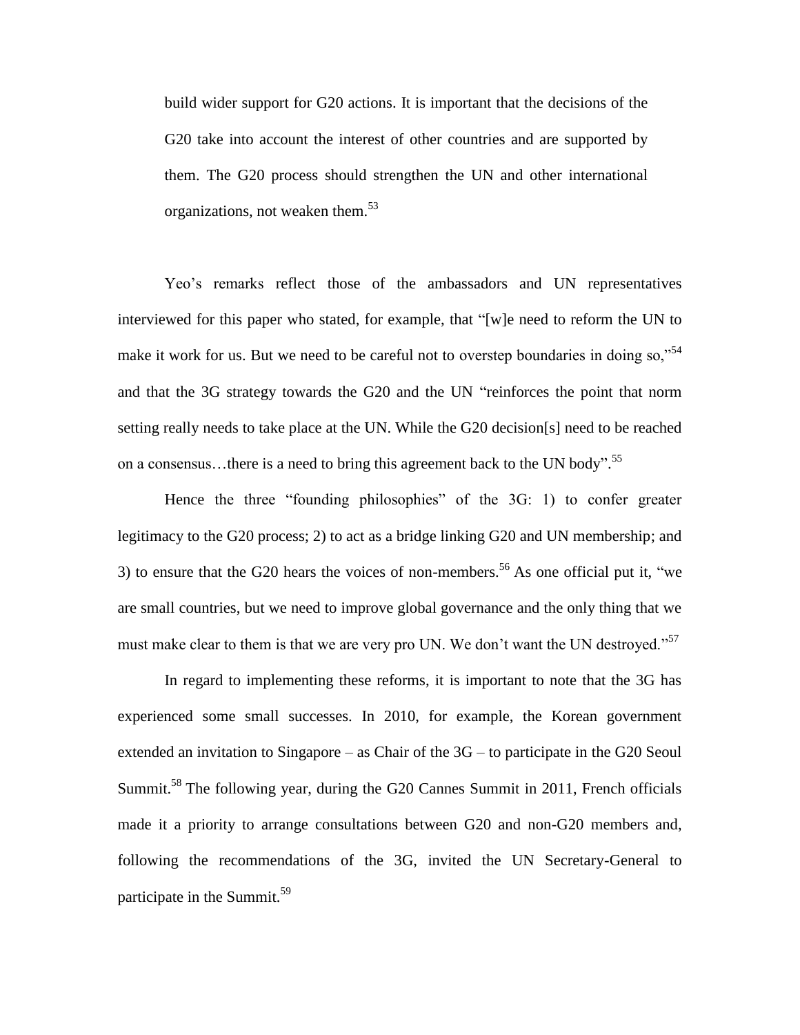> build wider support for G20 actions. It is important that the decisions of the G20 take into account the interest of other countries and are supported by them. The G20 process should strengthen the UN and other international organizations, not weaken them.[53]

Yeo's remarks reflect those of the ambassadors and UN representatives interviewed for this paper who stated, for example, that "[w]e need to reform the UN to make it work for us. But we need to be careful not to overstep boundaries in doing so,"[54] and that the 3G strategy towards the G20 and the UN "reinforces the point that norm setting really needs to take place at the UN. While the G20 decision[s] need to be reached on a consensus…there is a need to bring this agreement back to the UN body".[55]

Hence the three "founding philosophies" of the 3G: 1) to confer greater legitimacy to the G20 process; 2) to act as a bridge linking G20 and UN membership; and 3) to ensure that the G20 hears the voices of non-members.[56] As one official put it, "we are small countries, but we need to improve global governance and the only thing that we must make clear to them is that we are very pro UN. We don't want the UN destroyed."[57]

In regard to implementing these reforms, it is important to note that the 3G has experienced some small successes. In 2010, for example, the Korean government extended an invitation to Singapore – as Chair of the 3G – to participate in the G20 Seoul Summit.[58] The following year, during the G20 Cannes Summit in 2011, French officials made it a priority to arrange consultations between G20 and non-G20 members and, following the recommendations of the 3G, invited the UN Secretary-General to participate in the Summit.[59]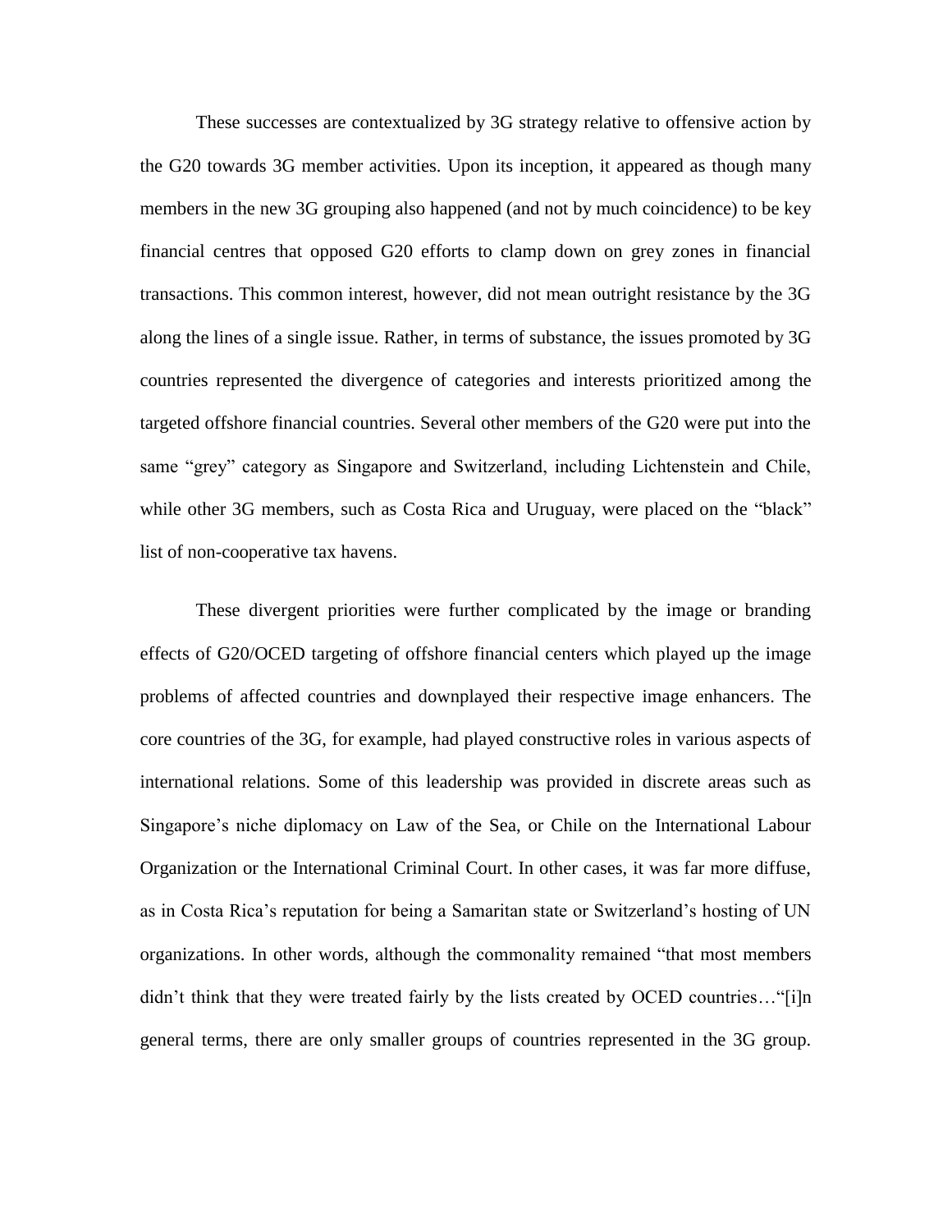These successes are contextualized by 3G strategy relative to offensive action by the G20 towards 3G member activities. Upon its inception, it appeared as though many members in the new 3G grouping also happened (and not by much coincidence) to be key financial centres that opposed G20 efforts to clamp down on grey zones in financial transactions. This common interest, however, did not mean outright resistance by the 3G along the lines of a single issue. Rather, in terms of substance, the issues promoted by 3G countries represented the divergence of categories and interests prioritized among the targeted offshore financial countries. Several other members of the G20 were put into the same "grey" category as Singapore and Switzerland, including Lichtenstein and Chile, while other 3G members, such as Costa Rica and Uruguay, were placed on the "black" list of non-cooperative tax havens.

These divergent priorities were further complicated by the image or branding effects of G20/OCED targeting of offshore financial centers which played up the image problems of affected countries and downplayed their respective image enhancers. The core countries of the 3G, for example, had played constructive roles in various aspects of international relations. Some of this leadership was provided in discrete areas such as Singapore's niche diplomacy on Law of the Sea, or Chile on the International Labour Organization or the International Criminal Court. In other cases, it was far more diffuse, as in Costa Rica's reputation for being a Samaritan state or Switzerland's hosting of UN organizations. In other words, although the commonality remained "that most members didn't think that they were treated fairly by the lists created by OCED countries…"[i]n general terms, there are only smaller groups of countries represented in the 3G group.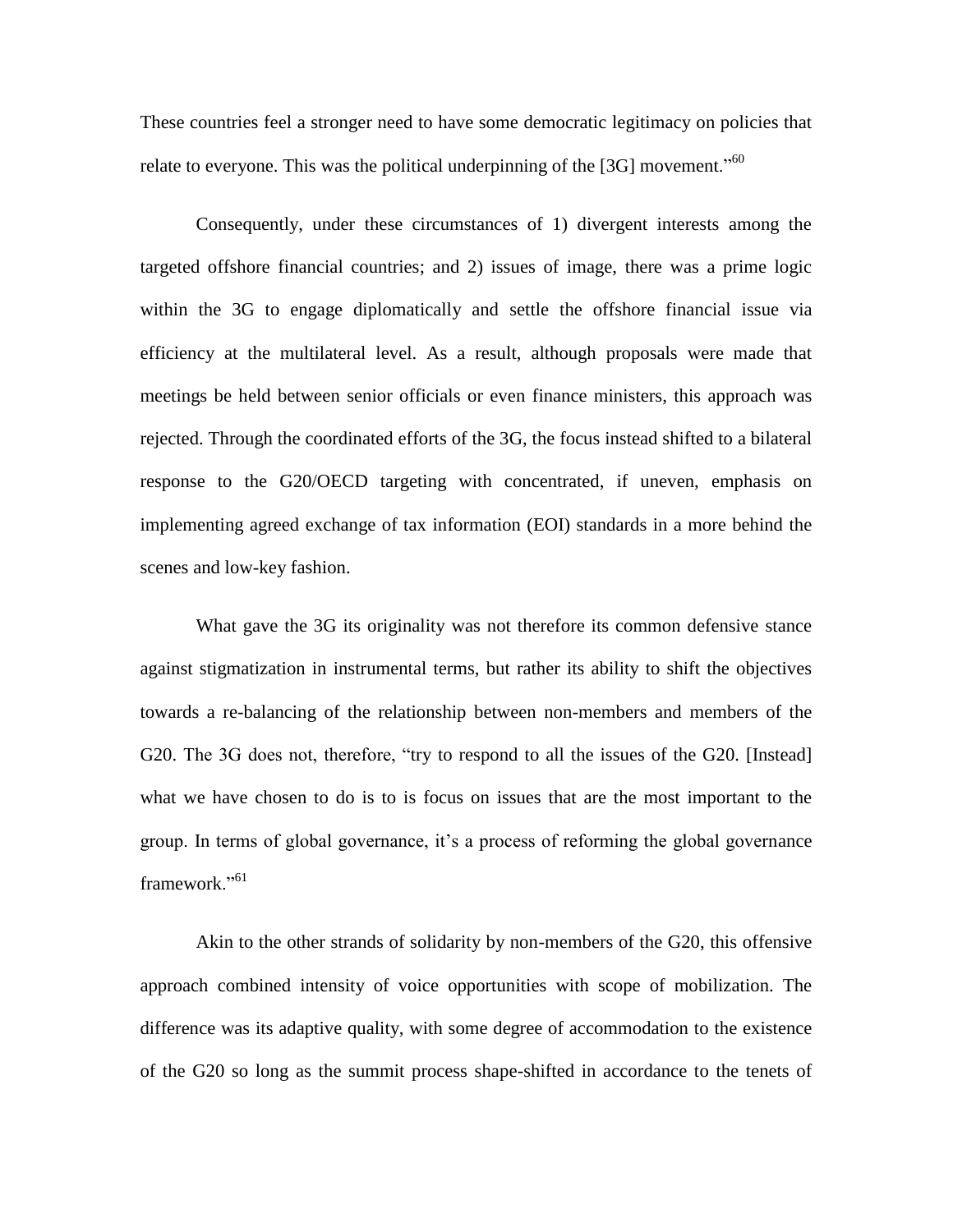These countries feel a stronger need to have some democratic legitimacy on policies that relate to everyone. This was the political underpinning of the [3G] movement."[60]

Consequently, under these circumstances of 1) divergent interests among the targeted offshore financial countries; and 2) issues of image, there was a prime logic within the 3G to engage diplomatically and settle the offshore financial issue via efficiency at the multilateral level. As a result, although proposals were made that meetings be held between senior officials or even finance ministers, this approach was rejected. Through the coordinated efforts of the 3G, the focus instead shifted to a bilateral response to the G20/OECD targeting with concentrated, if uneven, emphasis on implementing agreed exchange of tax information (EOI) standards in a more behind the scenes and low-key fashion.

What gave the 3G its originality was not therefore its common defensive stance against stigmatization in instrumental terms, but rather its ability to shift the objectives towards a re-balancing of the relationship between non-members and members of the G20. The 3G does not, therefore, "try to respond to all the issues of the G20. [Instead] what we have chosen to do is to is focus on issues that are the most important to the group. In terms of global governance, it's a process of reforming the global governance framework."[61]

Akin to the other strands of solidarity by non-members of the G20, this offensive approach combined intensity of voice opportunities with scope of mobilization. The difference was its adaptive quality, with some degree of accommodation to the existence of the G20 so long as the summit process shape-shifted in accordance to the tenets of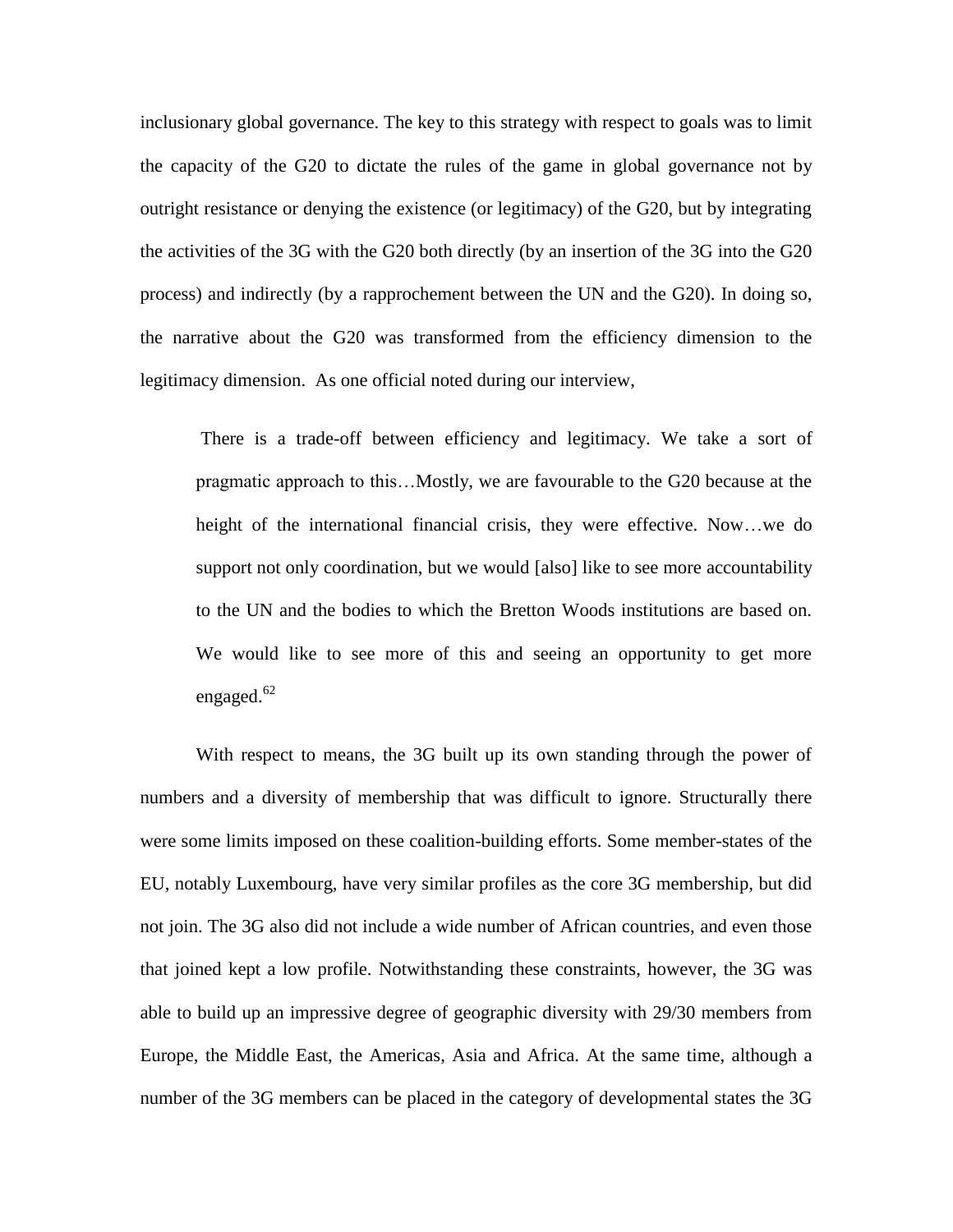inclusionary global governance. The key to this strategy with respect to goals was to limit the capacity of the G20 to dictate the rules of the game in global governance not by outright resistance or denying the existence (or legitimacy) of the G20, but by integrating the activities of the 3G with the G20 both directly (by an insertion of the 3G into the G20 process) and indirectly (by a rapprochement between the UN and the G20). In doing so, the narrative about the G20 was transformed from the efficiency dimension to the legitimacy dimension. As one official noted during our interview,

> There is a trade-off between efficiency and legitimacy. We take a sort of pragmatic approach to this…Mostly, we are favourable to the G20 because at the height of the international financial crisis, they were effective. Now…we do support not only coordination, but we would [also] like to see more accountability to the UN and the bodies to which the Bretton Woods institutions are based on. We would like to see more of this and seeing an opportunity to get more engaged.[62]

With respect to means, the 3G built up its own standing through the power of numbers and a diversity of membership that was difficult to ignore. Structurally there were some limits imposed on these coalition-building efforts. Some member-states of the EU, notably Luxembourg, have very similar profiles as the core 3G membership, but did not join. The 3G also did not include a wide number of African countries, and even those that joined kept a low profile. Notwithstanding these constraints, however, the 3G was able to build up an impressive degree of geographic diversity with 29/30 members from Europe, the Middle East, the Americas, Asia and Africa. At the same time, although a number of the 3G members can be placed in the category of developmental states the 3G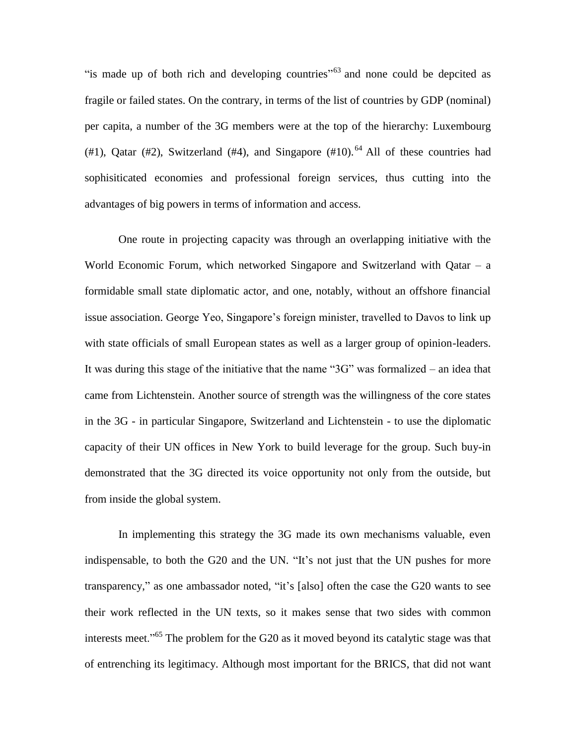"is made up of both rich and developing countries"[63] and none could be depcited as fragile or failed states. On the contrary, in terms of the list of countries by GDP (nominal) per capita, a number of the 3G members were at the top of the hierarchy: Luxembourg (#1), Qatar (#2), Switzerland (#4), and Singapore (#10).[64] All of these countries had sophisiticated economies and professional foreign services, thus cutting into the advantages of big powers in terms of information and access.

One route in projecting capacity was through an overlapping initiative with the World Economic Forum, which networked Singapore and Switzerland with Qatar – a formidable small state diplomatic actor, and one, notably, without an offshore financial issue association. George Yeo, Singapore's foreign minister, travelled to Davos to link up with state officials of small European states as well as a larger group of opinion-leaders. It was during this stage of the initiative that the name "3G" was formalized – an idea that came from Lichtenstein. Another source of strength was the willingness of the core states in the 3G - in particular Singapore, Switzerland and Lichtenstein - to use the diplomatic capacity of their UN offices in New York to build leverage for the group. Such buy-in demonstrated that the 3G directed its voice opportunity not only from the outside, but from inside the global system.

In implementing this strategy the 3G made its own mechanisms valuable, even indispensable, to both the G20 and the UN. "It's not just that the UN pushes for more transparency," as one ambassador noted, "it's [also] often the case the G20 wants to see their work reflected in the UN texts, so it makes sense that two sides with common interests meet."[65] The problem for the G20 as it moved beyond its catalytic stage was that of entrenching its legitimacy. Although most important for the BRICS, that did not want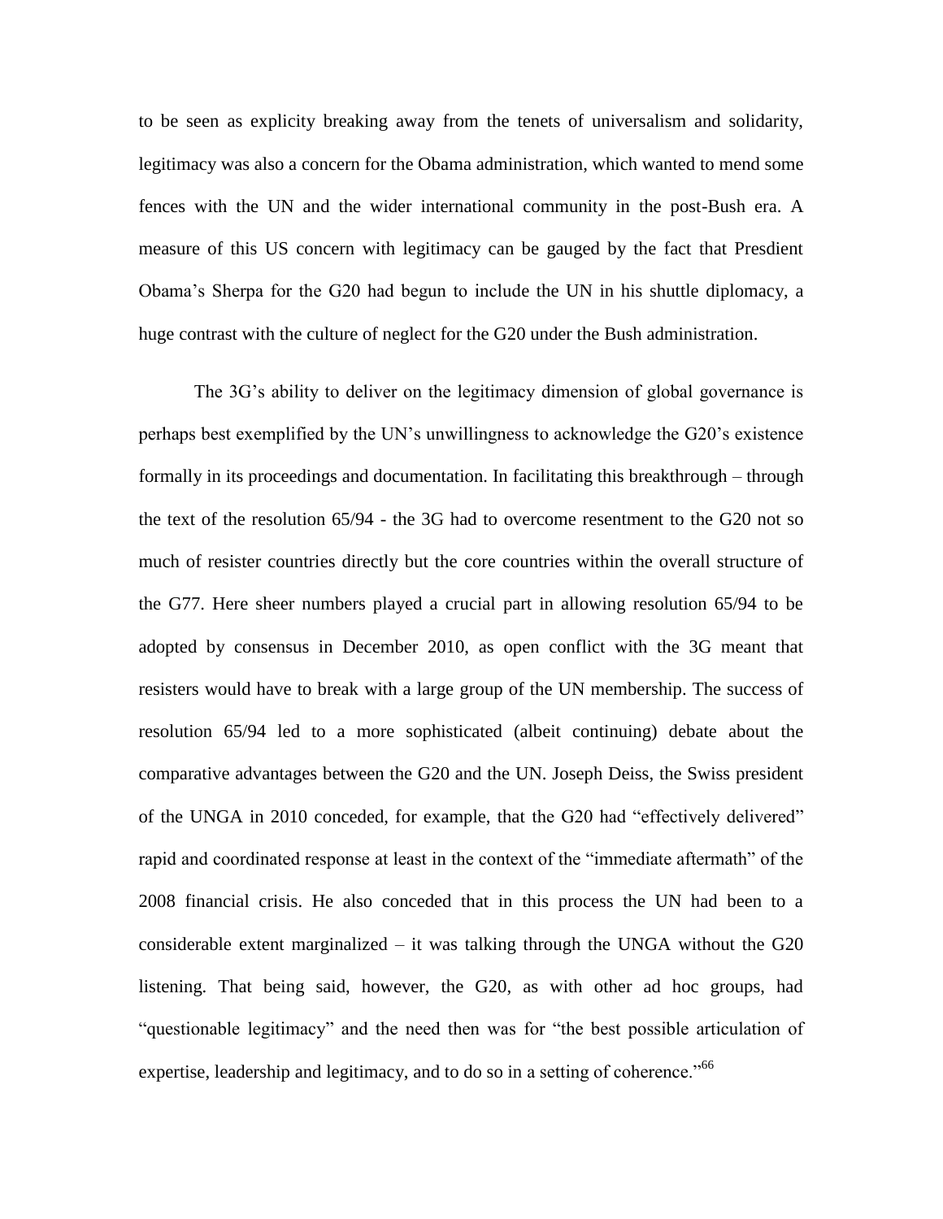to be seen as explicity breaking away from the tenets of universalism and solidarity, legitimacy was also a concern for the Obama administration, which wanted to mend some fences with the UN and the wider international community in the post-Bush era. A measure of this US concern with legitimacy can be gauged by the fact that Presdient Obama's Sherpa for the G20 had begun to include the UN in his shuttle diplomacy, a huge contrast with the culture of neglect for the G20 under the Bush administration.

The 3G's ability to deliver on the legitimacy dimension of global governance is perhaps best exemplified by the UN's unwillingness to acknowledge the G20's existence formally in its proceedings and documentation. In facilitating this breakthrough – through the text of the resolution 65/94 - the 3G had to overcome resentment to the G20 not so much of resister countries directly but the core countries within the overall structure of the G77. Here sheer numbers played a crucial part in allowing resolution 65/94 to be adopted by consensus in December 2010, as open conflict with the 3G meant that resisters would have to break with a large group of the UN membership. The success of resolution 65/94 led to a more sophisticated (albeit continuing) debate about the comparative advantages between the G20 and the UN. Joseph Deiss, the Swiss president of the UNGA in 2010 conceded, for example, that the G20 had "effectively delivered" rapid and coordinated response at least in the context of the "immediate aftermath" of the 2008 financial crisis. He also conceded that in this process the UN had been to a considerable extent marginalized – it was talking through the UNGA without the G20 listening. That being said, however, the G20, as with other ad hoc groups, had "questionable legitimacy" and the need then was for "the best possible articulation of expertise, leadership and legitimacy, and to do so in a setting of coherence."[66]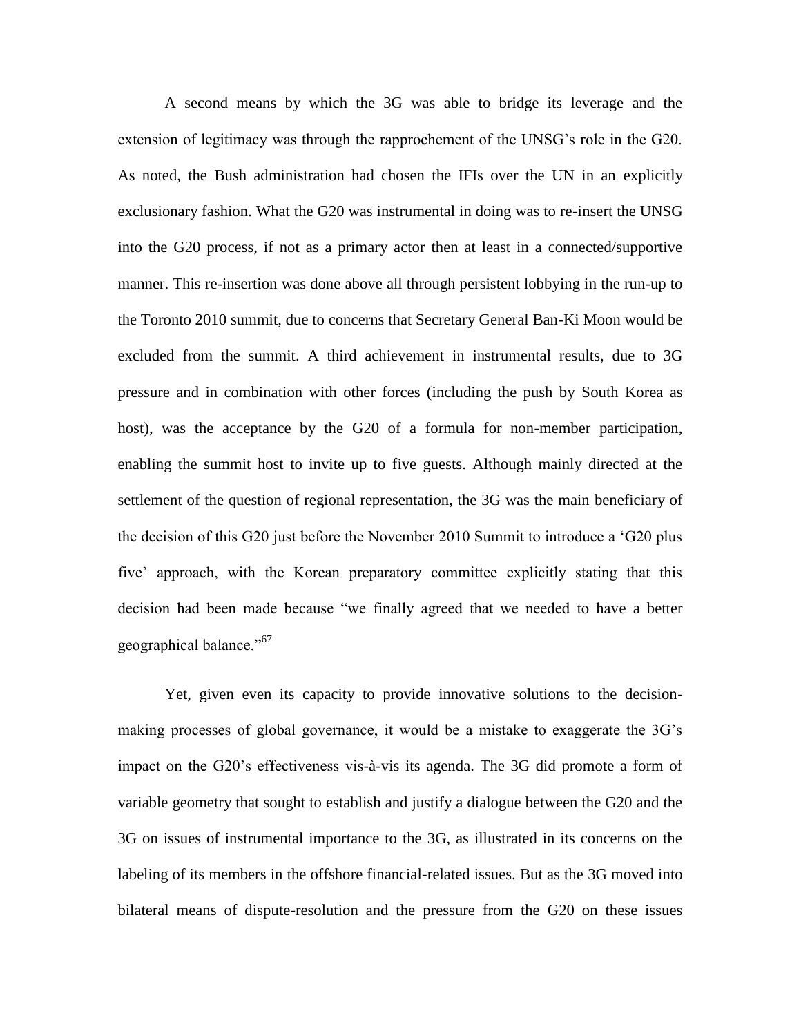A second means by which the 3G was able to bridge its leverage and the extension of legitimacy was through the rapprochement of the UNSG's role in the G20. As noted, the Bush administration had chosen the IFIs over the UN in an explicitly exclusionary fashion. What the G20 was instrumental in doing was to re-insert the UNSG into the G20 process, if not as a primary actor then at least in a connected/supportive manner. This re-insertion was done above all through persistent lobbying in the run-up to the Toronto 2010 summit, due to concerns that Secretary General Ban-Ki Moon would be excluded from the summit. A third achievement in instrumental results, due to 3G pressure and in combination with other forces (including the push by South Korea as host), was the acceptance by the G20 of a formula for non-member participation, enabling the summit host to invite up to five guests. Although mainly directed at the settlement of the question of regional representation, the 3G was the main beneficiary of the decision of this G20 just before the November 2010 Summit to introduce a 'G20 plus five' approach, with the Korean preparatory committee explicitly stating that this decision had been made because "we finally agreed that we needed to have a better geographical balance."[67]

Yet, given even its capacity to provide innovative solutions to the decision-making processes of global governance, it would be a mistake to exaggerate the 3G's impact on the G20's effectiveness vis-à-vis its agenda. The 3G did promote a form of variable geometry that sought to establish and justify a dialogue between the G20 and the 3G on issues of instrumental importance to the 3G, as illustrated in its concerns on the labeling of its members in the offshore financial-related issues. But as the 3G moved into bilateral means of dispute-resolution and the pressure from the G20 on these issues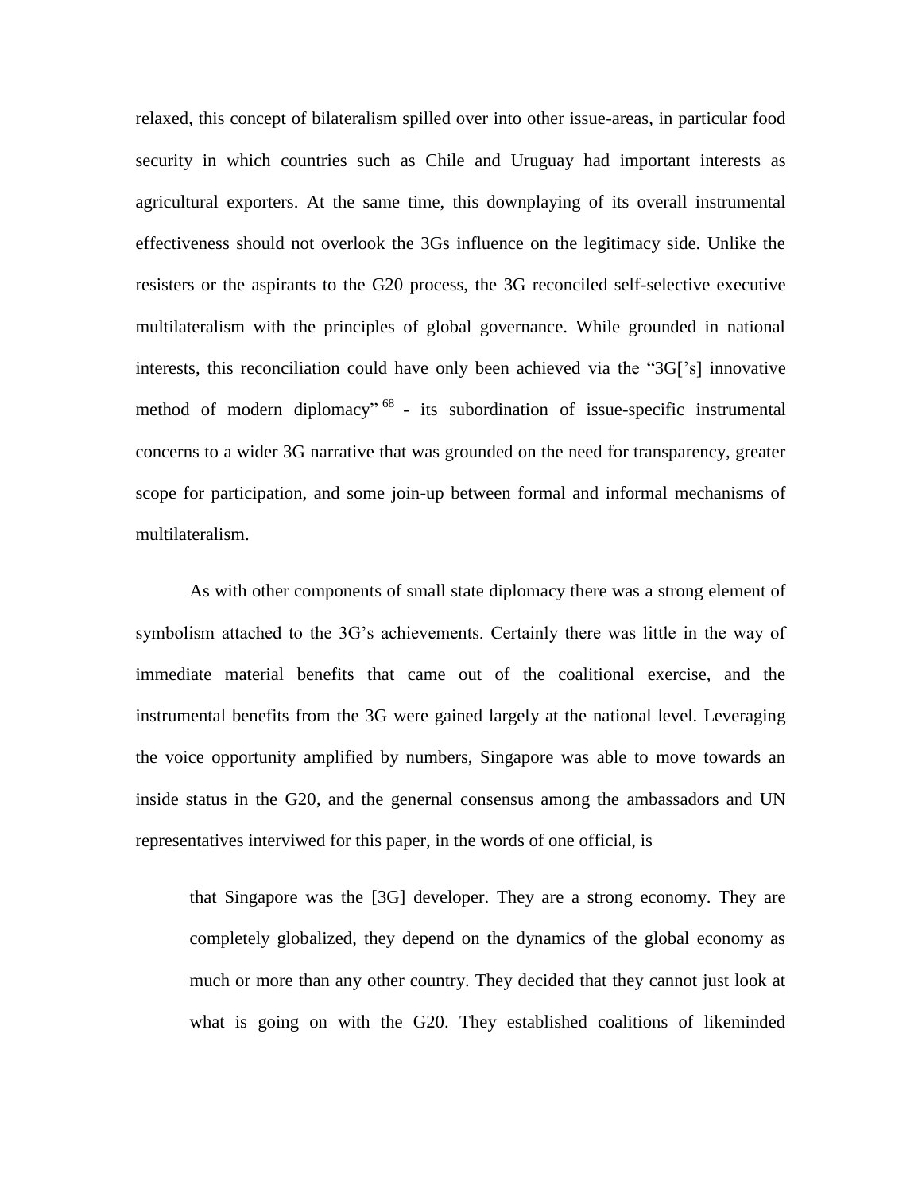relaxed, this concept of bilateralism spilled over into other issue-areas, in particular food security in which countries such as Chile and Uruguay had important interests as agricultural exporters. At the same time, this downplaying of its overall instrumental effectiveness should not overlook the 3Gs influence on the legitimacy side. Unlike the resisters or the aspirants to the G20 process, the 3G reconciled self-selective executive multilateralism with the principles of global governance. While grounded in national interests, this reconciliation could have only been achieved via the "3G['s] innovative method of modern diplomacy"[68] - its subordination of issue-specific instrumental concerns to a wider 3G narrative that was grounded on the need for transparency, greater scope for participation, and some join-up between formal and informal mechanisms of multilateralism.

As with other components of small state diplomacy there was a strong element of symbolism attached to the 3G's achievements. Certainly there was little in the way of immediate material benefits that came out of the coalitional exercise, and the instrumental benefits from the 3G were gained largely at the national level. Leveraging the voice opportunity amplified by numbers, Singapore was able to move towards an inside status in the G20, and the genernal consensus among the ambassadors and UN representatives interviwed for this paper, in the words of one official, is

> that Singapore was the [3G] developer. They are a strong economy. They are completely globalized, they depend on the dynamics of the global economy as much or more than any other country. They decided that they cannot just look at what is going on with the G20. They established coalitions of likeminded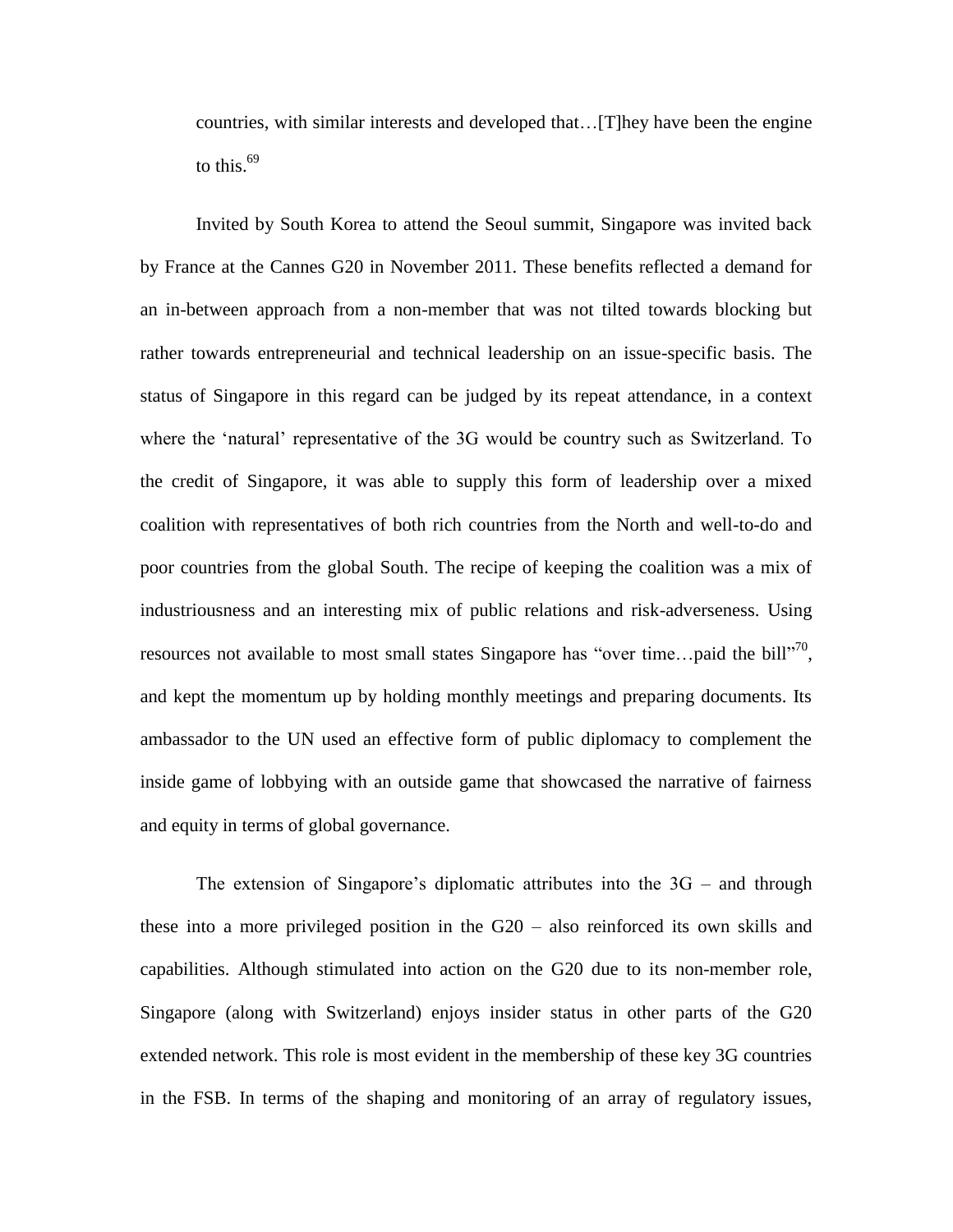countries, with similar interests and developed that…[T]hey have been the engine to this.[69]

Invited by South Korea to attend the Seoul summit, Singapore was invited back by France at the Cannes G20 in November 2011. These benefits reflected a demand for an in-between approach from a non-member that was not tilted towards blocking but rather towards entrepreneurial and technical leadership on an issue-specific basis. The status of Singapore in this regard can be judged by its repeat attendance, in a context where the 'natural' representative of the 3G would be country such as Switzerland. To the credit of Singapore, it was able to supply this form of leadership over a mixed coalition with representatives of both rich countries from the North and well-to-do and poor countries from the global South. The recipe of keeping the coalition was a mix of industriousness and an interesting mix of public relations and risk-adverseness. Using resources not available to most small states Singapore has "over time…paid the bill"[70], and kept the momentum up by holding monthly meetings and preparing documents. Its ambassador to the UN used an effective form of public diplomacy to complement the inside game of lobbying with an outside game that showcased the narrative of fairness and equity in terms of global governance.

The extension of Singapore's diplomatic attributes into the 3G – and through these into a more privileged position in the G20 – also reinforced its own skills and capabilities. Although stimulated into action on the G20 due to its non-member role, Singapore (along with Switzerland) enjoys insider status in other parts of the G20 extended network. This role is most evident in the membership of these key 3G countries in the FSB. In terms of the shaping and monitoring of an array of regulatory issues,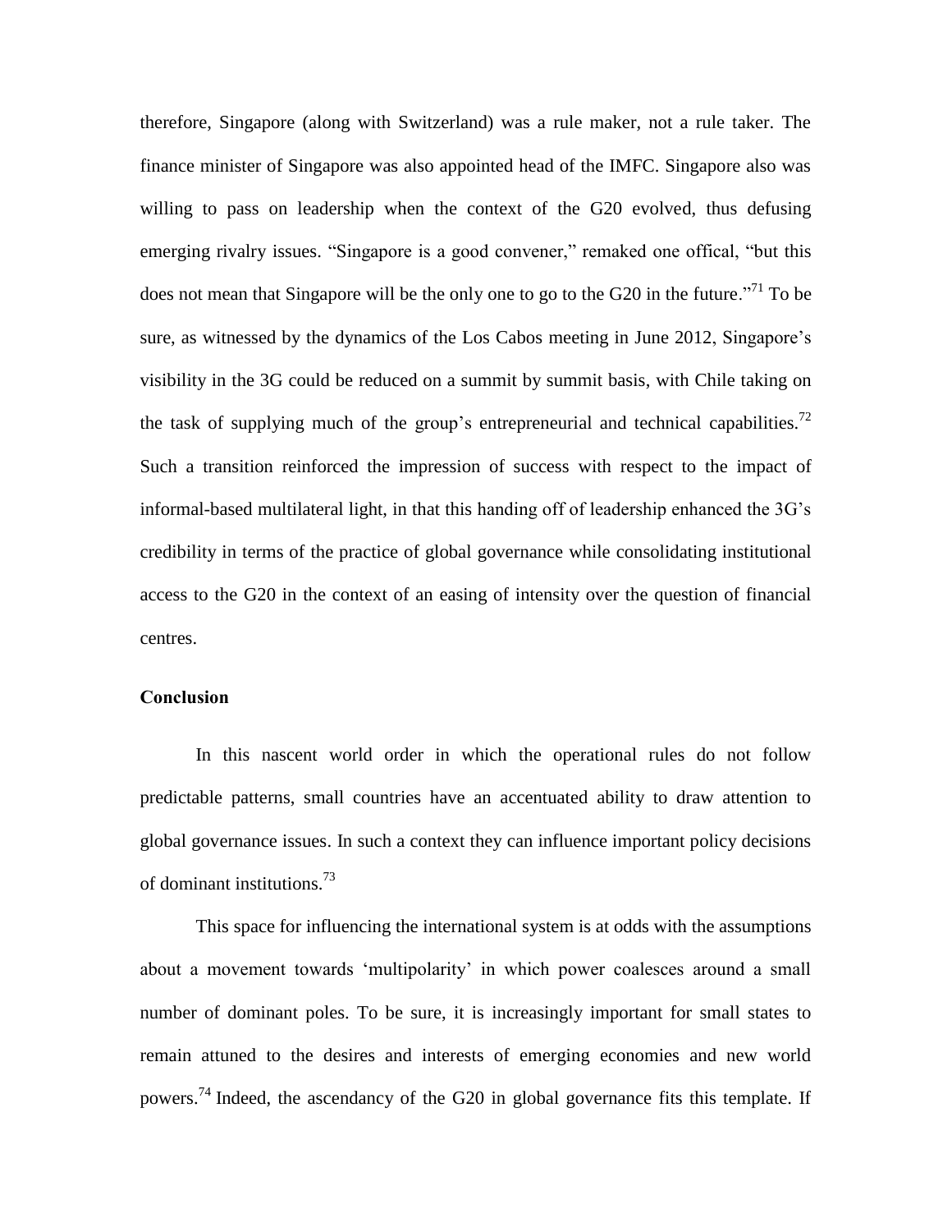therefore, Singapore (along with Switzerland) was a rule maker, not a rule taker. The finance minister of Singapore was also appointed head of the IMFC. Singapore also was willing to pass on leadership when the context of the G20 evolved, thus defusing emerging rivalry issues. "Singapore is a good convener," remaked one offical, "but this does not mean that Singapore will be the only one to go to the G20 in the future."[71] To be sure, as witnessed by the dynamics of the Los Cabos meeting in June 2012, Singapore's visibility in the 3G could be reduced on a summit by summit basis, with Chile taking on the task of supplying much of the group's entrepreneurial and technical capabilities.[72] Such a transition reinforced the impression of success with respect to the impact of informal-based multilateral light, in that this handing off of leadership enhanced the 3G's credibility in terms of the practice of global governance while consolidating institutional access to the G20 in the context of an easing of intensity over the question of financial centres.

## Conclusion

In this nascent world order in which the operational rules do not follow predictable patterns, small countries have an accentuated ability to draw attention to global governance issues. In such a context they can influence important policy decisions of dominant institutions.[73]

This space for influencing the international system is at odds with the assumptions about a movement towards 'multipolarity' in which power coalesces around a small number of dominant poles. To be sure, it is increasingly important for small states to remain attuned to the desires and interests of emerging economies and new world powers.[74] Indeed, the ascendancy of the G20 in global governance fits this template. If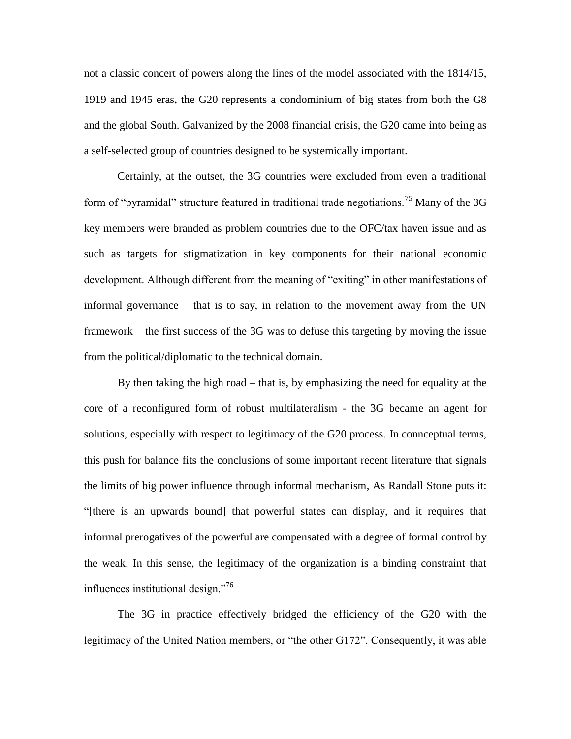not a classic concert of powers along the lines of the model associated with the 1814/15, 1919 and 1945 eras, the G20 represents a condominium of big states from both the G8 and the global South. Galvanized by the 2008 financial crisis, the G20 came into being as a self-selected group of countries designed to be systemically important.

Certainly, at the outset, the 3G countries were excluded from even a traditional form of "pyramidal" structure featured in traditional trade negotiations.[75] Many of the 3G key members were branded as problem countries due to the OFC/tax haven issue and as such as targets for stigmatization in key components for their national economic development. Although different from the meaning of "exiting" in other manifestations of informal governance – that is to say, in relation to the movement away from the UN framework – the first success of the 3G was to defuse this targeting by moving the issue from the political/diplomatic to the technical domain.

By then taking the high road – that is, by emphasizing the need for equality at the core of a reconfigured form of robust multilateralism - the 3G became an agent for solutions, especially with respect to legitimacy of the G20 process. In connceptual terms, this push for balance fits the conclusions of some important recent literature that signals the limits of big power influence through informal mechanism, As Randall Stone puts it: "[there is an upwards bound] that powerful states can display, and it requires that informal prerogatives of the powerful are compensated with a degree of formal control by the weak. In this sense, the legitimacy of the organization is a binding constraint that influences institutional design."[76]

The 3G in practice effectively bridged the efficiency of the G20 with the legitimacy of the United Nation members, or "the other G172". Consequently, it was able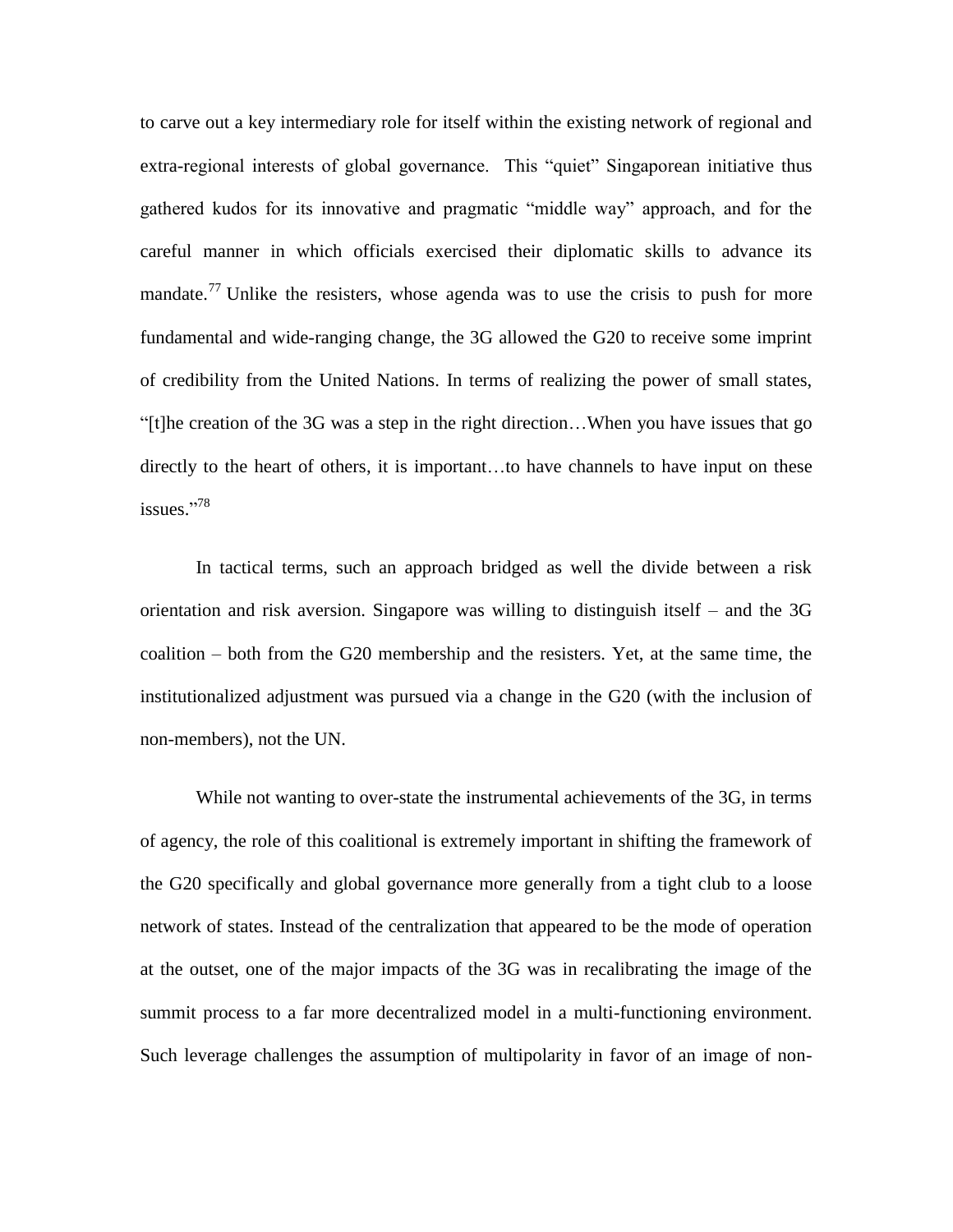to carve out a key intermediary role for itself within the existing network of regional and extra-regional interests of global governance. This "quiet" Singaporean initiative thus gathered kudos for its innovative and pragmatic "middle way" approach, and for the careful manner in which officials exercised their diplomatic skills to advance its mandate.[77] Unlike the resisters, whose agenda was to use the crisis to push for more fundamental and wide-ranging change, the 3G allowed the G20 to receive some imprint of credibility from the United Nations. In terms of realizing the power of small states, "[t]he creation of the 3G was a step in the right direction…When you have issues that go directly to the heart of others, it is important…to have channels to have input on these issues."[78]

In tactical terms, such an approach bridged as well the divide between a risk orientation and risk aversion. Singapore was willing to distinguish itself – and the 3G coalition – both from the G20 membership and the resisters. Yet, at the same time, the institutionalized adjustment was pursued via a change in the G20 (with the inclusion of non-members), not the UN.

While not wanting to over-state the instrumental achievements of the 3G, in terms of agency, the role of this coalitional is extremely important in shifting the framework of the G20 specifically and global governance more generally from a tight club to a loose network of states. Instead of the centralization that appeared to be the mode of operation at the outset, one of the major impacts of the 3G was in recalibrating the image of the summit process to a far more decentralized model in a multi-functioning environment. Such leverage challenges the assumption of multipolarity in favor of an image of non-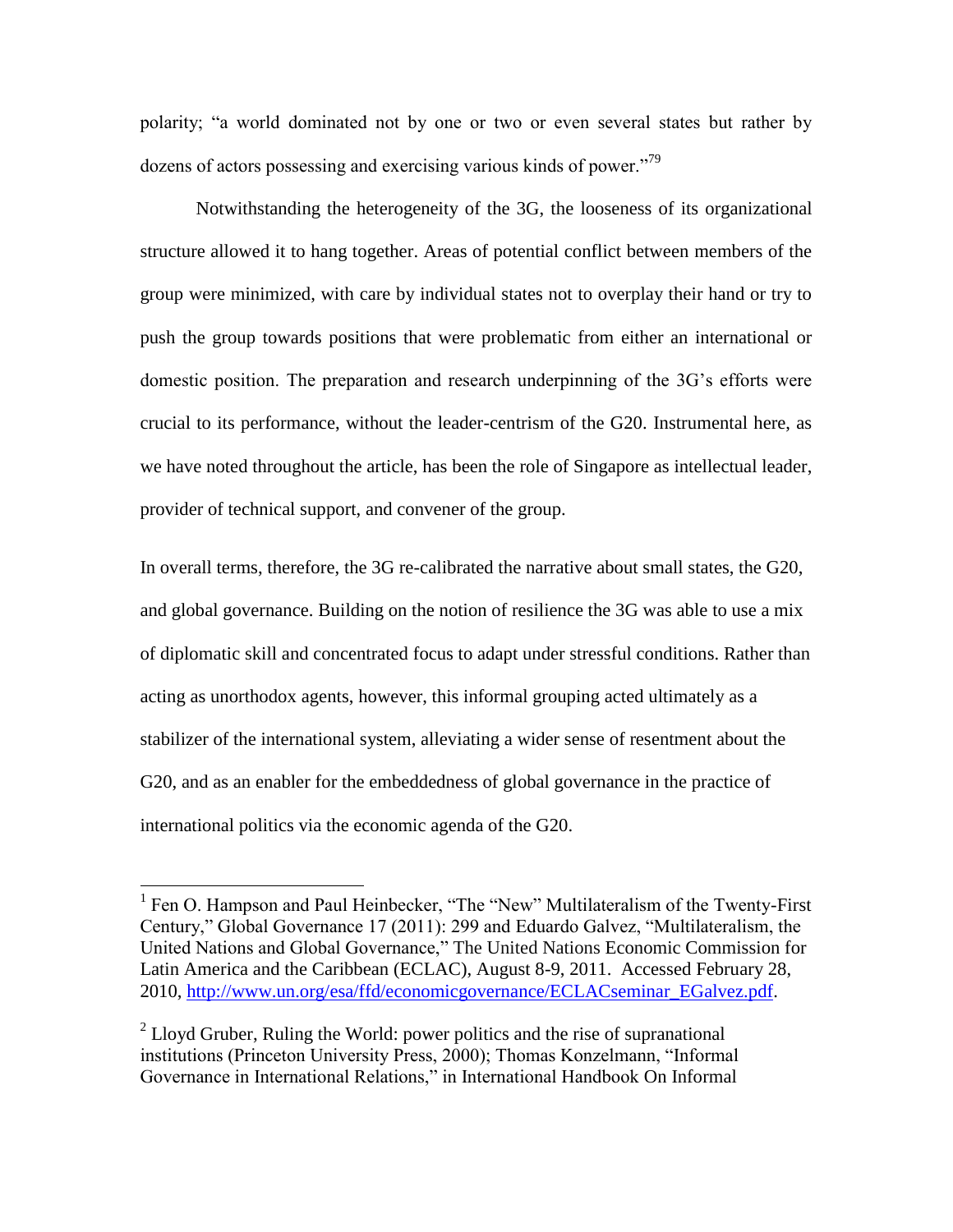polarity; "a world dominated not by one or two or even several states but rather by dozens of actors possessing and exercising various kinds of power."[79]

Notwithstanding the heterogeneity of the 3G, the looseness of its organizational structure allowed it to hang together. Areas of potential conflict between members of the group were minimized, with care by individual states not to overplay their hand or try to push the group towards positions that were problematic from either an international or domestic position. The preparation and research underpinning of the 3G's efforts were crucial to its performance, without the leader-centrism of the G20. Instrumental here, as we have noted throughout the article, has been the role of Singapore as intellectual leader, provider of technical support, and convener of the group.

In overall terms, therefore, the 3G re-calibrated the narrative about small states, the G20, and global governance. Building on the notion of resilience the 3G was able to use a mix of diplomatic skill and concentrated focus to adapt under stressful conditions. Rather than acting as unorthodox agents, however, this informal grouping acted ultimately as a stabilizer of the international system, alleviating a wider sense of resentment about the G20, and as an enabler for the embeddedness of global governance in the practice of international politics via the economic agenda of the G20.

---

[1] Fen O. Hampson and Paul Heinbecker, "The "New" Multilateralism of the Twenty-First Century," Global Governance 17 (2011): 299 and Eduardo Galvez, "Multilateralism, the United Nations and Global Governance," The United Nations Economic Commission for Latin America and the Caribbean (ECLAC), August 8-9, 2011. Accessed February 28, 2010, http://www.un.org/esa/ffd/economicgovernance/ECLACseminar_EGalvez.pdf.

[2] Lloyd Gruber, Ruling the World: power politics and the rise of supranational institutions (Princeton University Press, 2000); Thomas Konzelmann, "Informal Governance in International Relations," in International Handbook On Informal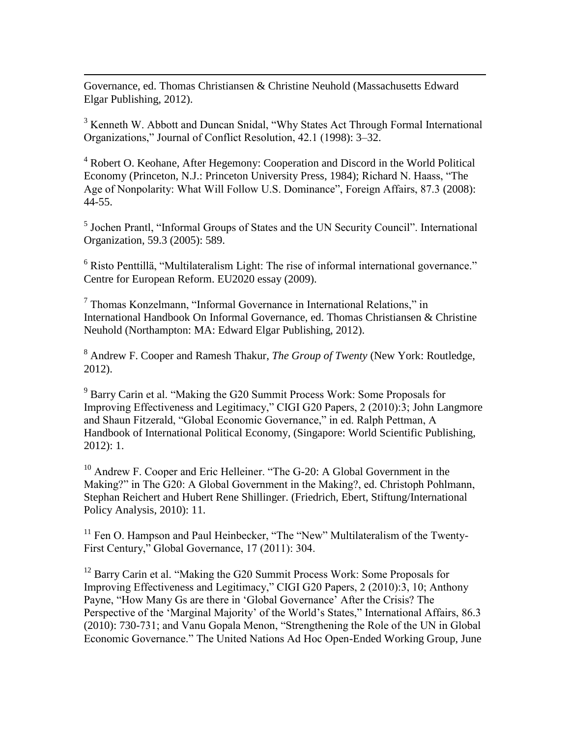Governance, ed. Thomas Christiansen & Christine Neuhold (Massachusetts Edward Elgar Publishing, 2012).

[3] Kenneth W. Abbott and Duncan Snidal, "Why States Act Through Formal International Organizations," Journal of Conflict Resolution, 42.1 (1998): 3–32.

[4] Robert O. Keohane, After Hegemony: Cooperation and Discord in the World Political Economy (Princeton, N.J.: Princeton University Press, 1984); Richard N. Haass, "The Age of Nonpolarity: What Will Follow U.S. Dominance", Foreign Affairs, 87.3 (2008): 44-55.

[5] Jochen Prantl, "Informal Groups of States and the UN Security Council". International Organization, 59.3 (2005): 589.

[6] Risto Penttillä, "Multilateralism Light: The rise of informal international governance." Centre for European Reform. EU2020 essay (2009).

[7] Thomas Konzelmann, "Informal Governance in International Relations," in International Handbook On Informal Governance, ed. Thomas Christiansen & Christine Neuhold (Northampton: MA: Edward Elgar Publishing, 2012).

[8] Andrew F. Cooper and Ramesh Thakur, *The Group of Twenty* (New York: Routledge, 2012).

[9] Barry Carin et al. "Making the G20 Summit Process Work: Some Proposals for Improving Effectiveness and Legitimacy," CIGI G20 Papers, 2 (2010):3; John Langmore and Shaun Fitzerald, "Global Economic Governance," in ed. Ralph Pettman, A Handbook of International Political Economy, (Singapore: World Scientific Publishing, 2012): 1.

[10] Andrew F. Cooper and Eric Helleiner. "The G-20: A Global Government in the Making?" in The G20: A Global Government in the Making?, ed. Christoph Pohlmann, Stephan Reichert and Hubert Rene Shillinger. (Friedrich, Ebert, Stiftung/International Policy Analysis, 2010): 11.

[11] Fen O. Hampson and Paul Heinbecker, "The "New" Multilateralism of the Twenty-First Century," Global Governance, 17 (2011): 304.

[12] Barry Carin et al. "Making the G20 Summit Process Work: Some Proposals for Improving Effectiveness and Legitimacy," CIGI G20 Papers, 2 (2010):3, 10; Anthony Payne, "How Many Gs are there in 'Global Governance' After the Crisis? The Perspective of the 'Marginal Majority' of the World's States," International Affairs, 86.3 (2010): 730-731; and Vanu Gopala Menon, "Strengthening the Role of the UN in Global Economic Governance." The United Nations Ad Hoc Open-Ended Working Group, June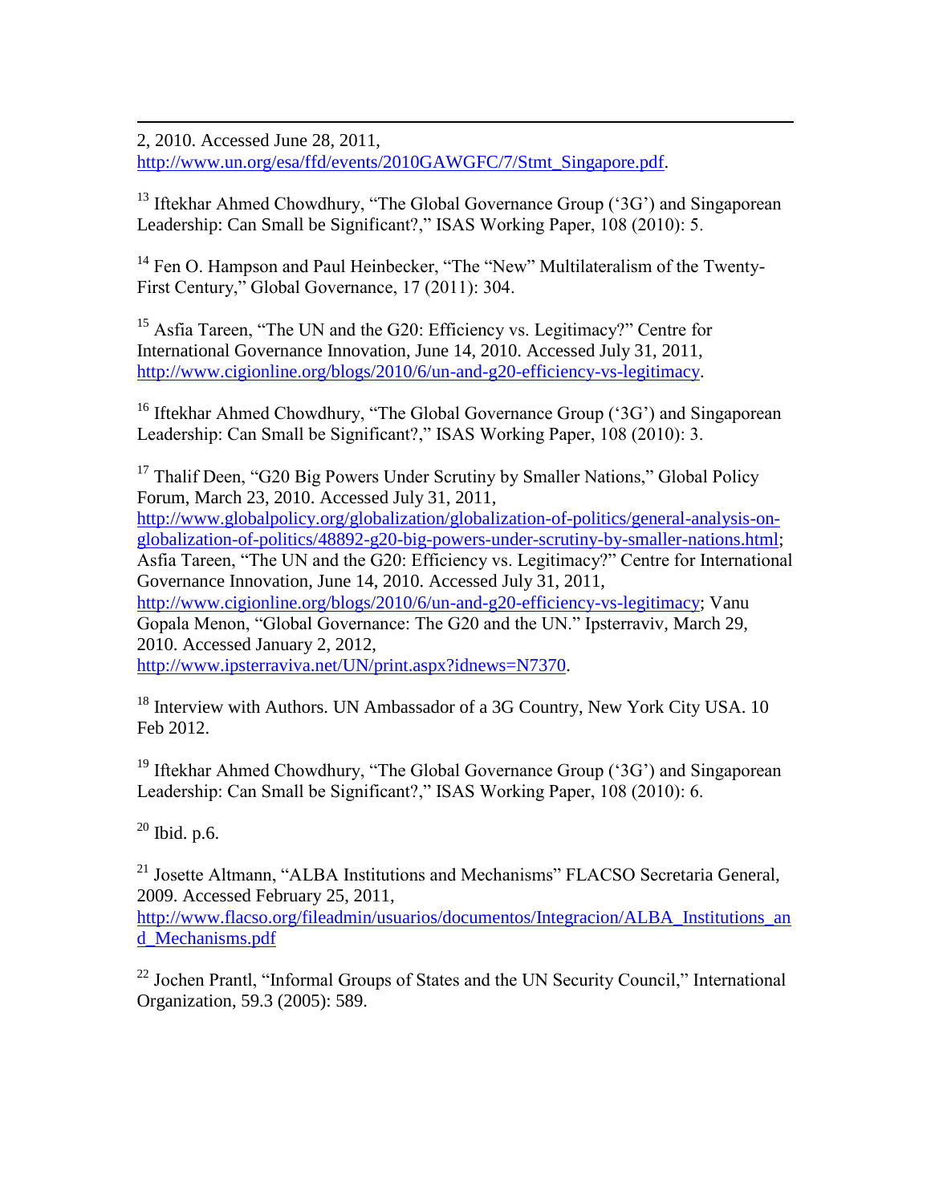2, 2010. Accessed June 28, 2011, http://www.un.org/esa/ffd/events/2010GAWGFC/7/Stmt_Singapore.pdf.

[13] Iftekhar Ahmed Chowdhury, "The Global Governance Group ('3G') and Singaporean Leadership: Can Small be Significant?," ISAS Working Paper, 108 (2010): 5.

[14] Fen O. Hampson and Paul Heinbecker, "The "New" Multilateralism of the Twenty-First Century," Global Governance, 17 (2011): 304.

[15] Asfia Tareen, "The UN and the G20: Efficiency vs. Legitimacy?" Centre for International Governance Innovation, June 14, 2010. Accessed July 31, 2011, http://www.cigionline.org/blogs/2010/6/un-and-g20-efficiency-vs-legitimacy.

[16] Iftekhar Ahmed Chowdhury, "The Global Governance Group ('3G') and Singaporean Leadership: Can Small be Significant?," ISAS Working Paper, 108 (2010): 3.

[17] Thalif Deen, "G20 Big Powers Under Scrutiny by Smaller Nations," Global Policy Forum, March 23, 2010. Accessed July 31, 2011, http://www.globalpolicy.org/globalization/globalization-of-politics/general-analysis-on-globalization-of-politics/48892-g20-big-powers-under-scrutiny-by-smaller-nations.html; Asfia Tareen, "The UN and the G20: Efficiency vs. Legitimacy?" Centre for International Governance Innovation, June 14, 2010. Accessed July 31, 2011, http://www.cigionline.org/blogs/2010/6/un-and-g20-efficiency-vs-legitimacy; Vanu Gopala Menon, "Global Governance: The G20 and the UN." Ipsterraviv, March 29, 2010. Accessed January 2, 2012, http://www.ipsterraviva.net/UN/print.aspx?idnews=N7370.

[18] Interview with Authors. UN Ambassador of a 3G Country, New York City USA. 10 Feb 2012.

[19] Iftekhar Ahmed Chowdhury, "The Global Governance Group ('3G') and Singaporean Leadership: Can Small be Significant?," ISAS Working Paper, 108 (2010): 6.

[20] Ibid. p.6.

[21] Josette Altmann, "ALBA Institutions and Mechanisms" FLACSO Secretaria General, 2009. Accessed February 25, 2011, http://www.flacso.org/fileadmin/usuarios/documentos/Integracion/ALBA_Institutions_and_Mechanisms.pdf

[22] Jochen Prantl, "Informal Groups of States and the UN Security Council," International Organization, 59.3 (2005): 589.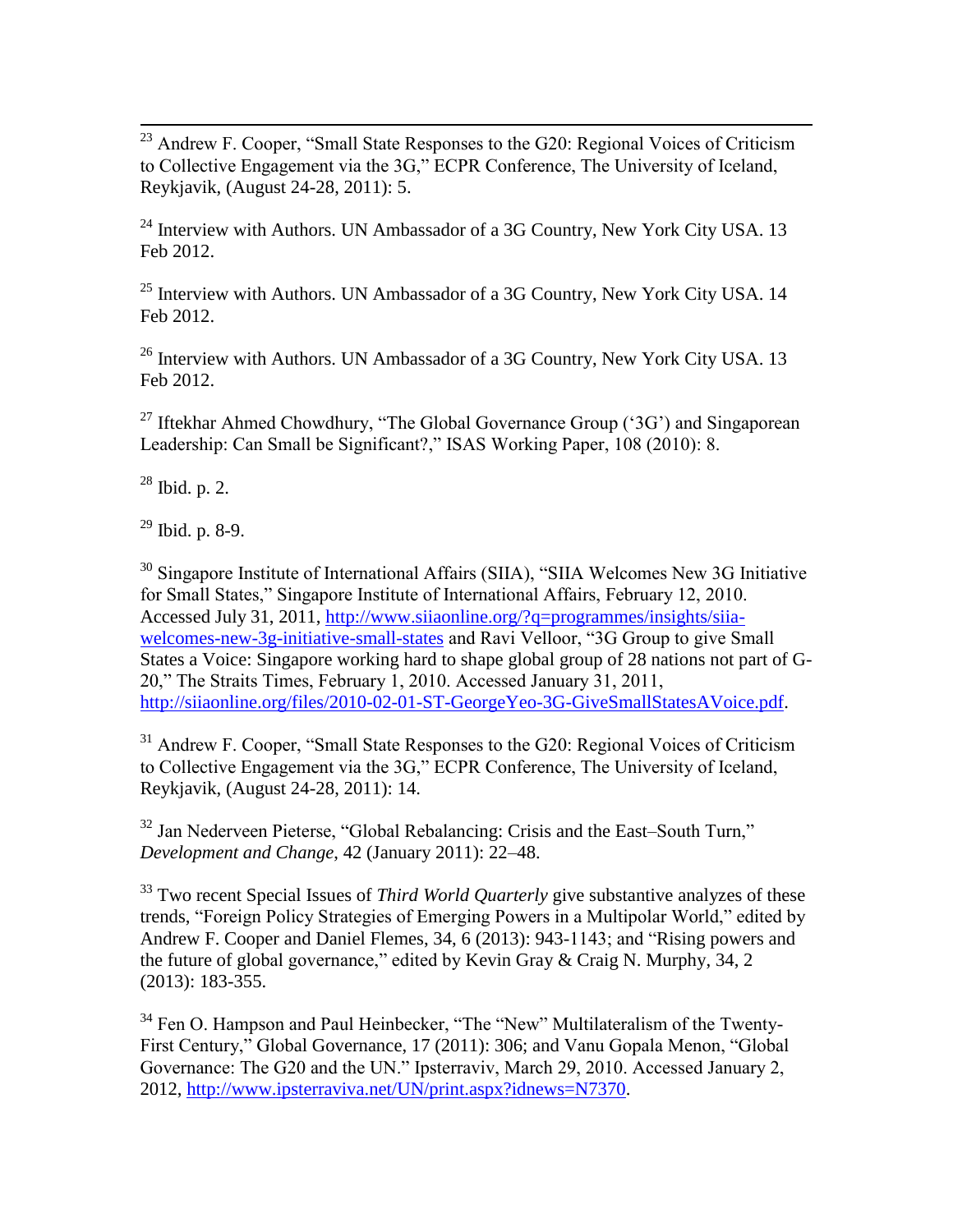[23] Andrew F. Cooper, "Small State Responses to the G20: Regional Voices of Criticism to Collective Engagement via the 3G," ECPR Conference, The University of Iceland, Reykjavik, (August 24-28, 2011): 5.

[24] Interview with Authors. UN Ambassador of a 3G Country, New York City USA. 13 Feb 2012.

[25] Interview with Authors. UN Ambassador of a 3G Country, New York City USA. 14 Feb 2012.

[26] Interview with Authors. UN Ambassador of a 3G Country, New York City USA. 13 Feb 2012.

[27] Iftekhar Ahmed Chowdhury, "The Global Governance Group ('3G') and Singaporean Leadership: Can Small be Significant?," ISAS Working Paper, 108 (2010): 8.

[28] Ibid. p. 2.

[29] Ibid. p. 8-9.

[30] Singapore Institute of International Affairs (SIIA), "SIIA Welcomes New 3G Initiative for Small States," Singapore Institute of International Affairs, February 12, 2010. Accessed July 31, 2011, http://www.siiaonline.org/?q=programmes/insights/siia-welcomes-new-3g-initiative-small-states and Ravi Velloor, "3G Group to give Small States a Voice: Singapore working hard to shape global group of 28 nations not part of G-20," The Straits Times, February 1, 2010. Accessed January 31, 2011, http://siiaonline.org/files/2010-02-01-ST-GeorgeYeo-3G-GiveSmallStatesAVoice.pdf.

[31] Andrew F. Cooper, "Small State Responses to the G20: Regional Voices of Criticism to Collective Engagement via the 3G," ECPR Conference, The University of Iceland, Reykjavik, (August 24-28, 2011): 14.

[32] Jan Nederveen Pieterse, "Global Rebalancing: Crisis and the East–South Turn," *Development and Change*, 42 (January 2011): 22–48.

[33] Two recent Special Issues of *Third World Quarterly* give substantive analyzes of these trends, "Foreign Policy Strategies of Emerging Powers in a Multipolar World," edited by Andrew F. Cooper and Daniel Flemes, 34, 6 (2013): 943-1143; and "Rising powers and the future of global governance," edited by Kevin Gray & Craig N. Murphy, 34, 2 (2013): 183-355.

[34] Fen O. Hampson and Paul Heinbecker, "The "New" Multilateralism of the Twenty-First Century," Global Governance, 17 (2011): 306; and Vanu Gopala Menon, "Global Governance: The G20 and the UN." Ipsterraviv, March 29, 2010. Accessed January 2, 2012, http://www.ipsterraviva.net/UN/print.aspx?idnews=N7370.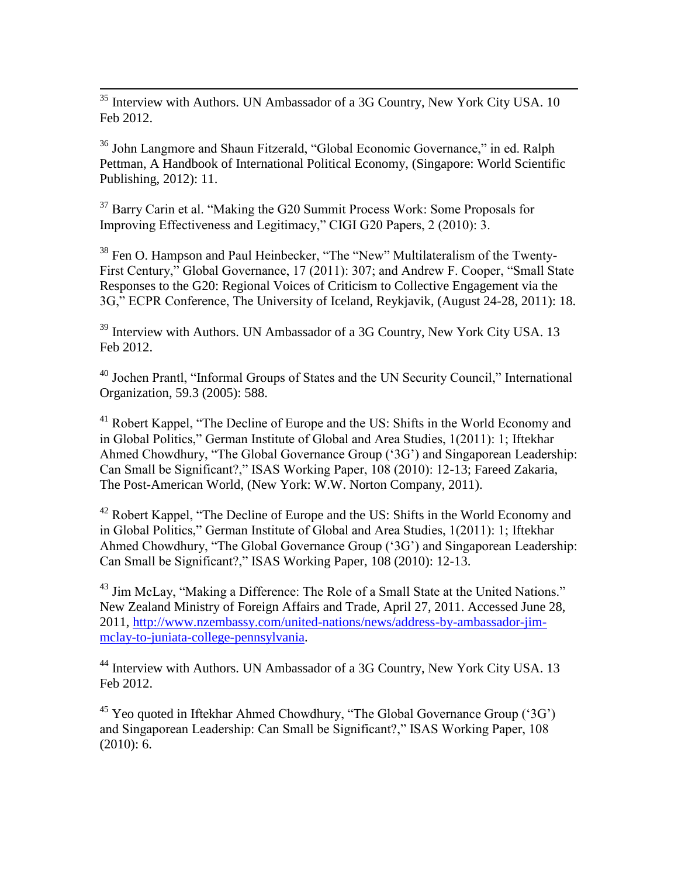[35] Interview with Authors. UN Ambassador of a 3G Country, New York City USA. 10 Feb 2012.

[36] John Langmore and Shaun Fitzerald, "Global Economic Governance," in ed. Ralph Pettman, A Handbook of International Political Economy, (Singapore: World Scientific Publishing, 2012): 11.

[37] Barry Carin et al. "Making the G20 Summit Process Work: Some Proposals for Improving Effectiveness and Legitimacy," CIGI G20 Papers, 2 (2010): 3.

[38] Fen O. Hampson and Paul Heinbecker, "The "New" Multilateralism of the Twenty-First Century," Global Governance, 17 (2011): 307; and Andrew F. Cooper, "Small State Responses to the G20: Regional Voices of Criticism to Collective Engagement via the 3G," ECPR Conference, The University of Iceland, Reykjavik, (August 24-28, 2011): 18.

[39] Interview with Authors. UN Ambassador of a 3G Country, New York City USA. 13 Feb 2012.

[40] Jochen Prantl, "Informal Groups of States and the UN Security Council," International Organization, 59.3 (2005): 588.

[41] Robert Kappel, "The Decline of Europe and the US: Shifts in the World Economy and in Global Politics," German Institute of Global and Area Studies, 1(2011): 1; Iftekhar Ahmed Chowdhury, "The Global Governance Group ('3G') and Singaporean Leadership: Can Small be Significant?," ISAS Working Paper, 108 (2010): 12-13; Fareed Zakaria, The Post-American World, (New York: W.W. Norton Company, 2011).

[42] Robert Kappel, "The Decline of Europe and the US: Shifts in the World Economy and in Global Politics," German Institute of Global and Area Studies, 1(2011): 1; Iftekhar Ahmed Chowdhury, "The Global Governance Group ('3G') and Singaporean Leadership: Can Small be Significant?," ISAS Working Paper, 108 (2010): 12-13.

[43] Jim McLay, "Making a Difference: The Role of a Small State at the United Nations." New Zealand Ministry of Foreign Affairs and Trade, April 27, 2011. Accessed June 28, 2011, http://www.nzembassy.com/united-nations/news/address-by-ambassador-jim-mclay-to-juniata-college-pennsylvania.

[44] Interview with Authors. UN Ambassador of a 3G Country, New York City USA. 13 Feb 2012.

[45] Yeo quoted in Iftekhar Ahmed Chowdhury, "The Global Governance Group ('3G') and Singaporean Leadership: Can Small be Significant?," ISAS Working Paper, 108 (2010): 6.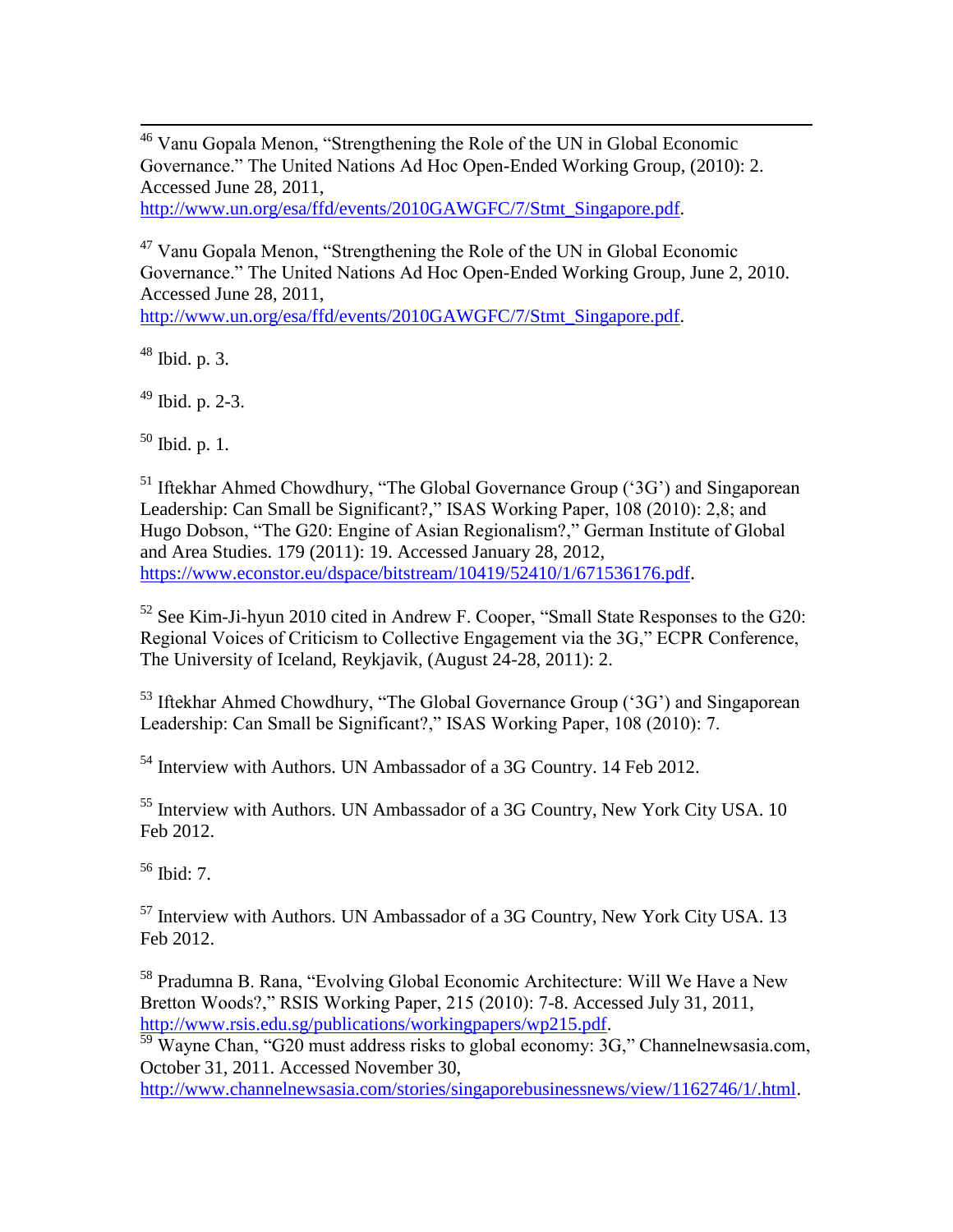[46] Vanu Gopala Menon, "Strengthening the Role of the UN in Global Economic Governance." The United Nations Ad Hoc Open-Ended Working Group, (2010): 2. Accessed June 28, 2011, http://www.un.org/esa/ffd/events/2010GAWGFC/7/Stmt_Singapore.pdf.

[47] Vanu Gopala Menon, "Strengthening the Role of the UN in Global Economic Governance." The United Nations Ad Hoc Open-Ended Working Group, June 2, 2010. Accessed June 28, 2011, http://www.un.org/esa/ffd/events/2010GAWGFC/7/Stmt_Singapore.pdf.

[48] Ibid. p. 3.

[49] Ibid. p. 2-3.

[50] Ibid. p. 1.

[51] Iftekhar Ahmed Chowdhury, "The Global Governance Group ('3G') and Singaporean Leadership: Can Small be Significant?," ISAS Working Paper, 108 (2010): 2,8; and Hugo Dobson, "The G20: Engine of Asian Regionalism?," German Institute of Global and Area Studies. 179 (2011): 19. Accessed January 28, 2012, https://www.econstor.eu/dspace/bitstream/10419/52410/1/671536176.pdf.

[52] See Kim-Ji-hyun 2010 cited in Andrew F. Cooper, "Small State Responses to the G20: Regional Voices of Criticism to Collective Engagement via the 3G," ECPR Conference, The University of Iceland, Reykjavik, (August 24-28, 2011): 2.

[53] Iftekhar Ahmed Chowdhury, "The Global Governance Group ('3G') and Singaporean Leadership: Can Small be Significant?," ISAS Working Paper, 108 (2010): 7.

[54] Interview with Authors. UN Ambassador of a 3G Country. 14 Feb 2012.

[55] Interview with Authors. UN Ambassador of a 3G Country, New York City USA. 10 Feb 2012.

[56] Ibid: 7.

[57] Interview with Authors. UN Ambassador of a 3G Country, New York City USA. 13 Feb 2012.

[58] Pradumna B. Rana, "Evolving Global Economic Architecture: Will We Have a New Bretton Woods?," RSIS Working Paper, 215 (2010): 7-8. Accessed July 31, 2011, http://www.rsis.edu.sg/publications/workingpapers/wp215.pdf.

[59] Wayne Chan, "G20 must address risks to global economy: 3G," Channelnewsasia.com, October 31, 2011. Accessed November 30, http://www.channelnewsasia.com/stories/singaporebusinessnews/view/1162746/1/.html.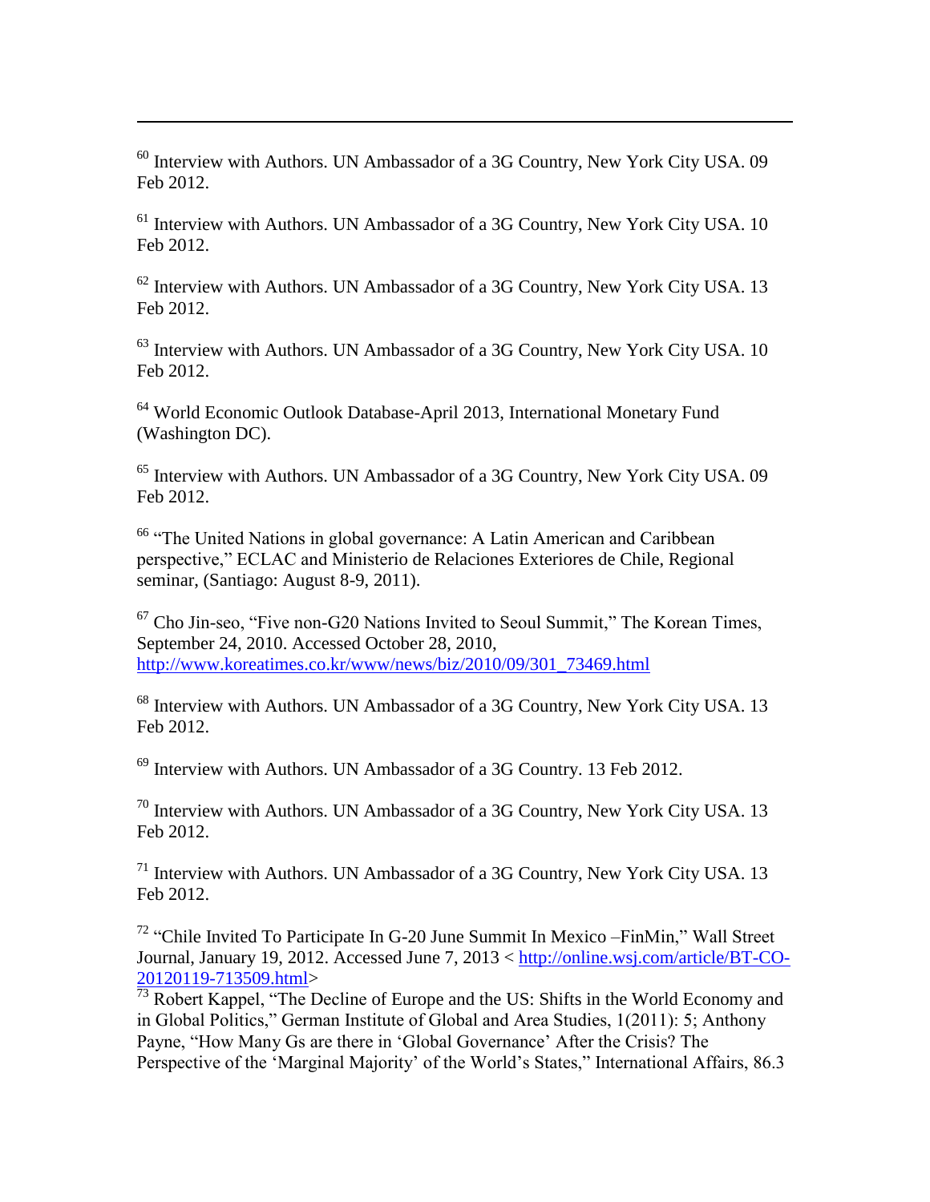[60] Interview with Authors. UN Ambassador of a 3G Country, New York City USA. 09 Feb 2012.

[61] Interview with Authors. UN Ambassador of a 3G Country, New York City USA. 10 Feb 2012.

[62] Interview with Authors. UN Ambassador of a 3G Country, New York City USA. 13 Feb 2012.

[63] Interview with Authors. UN Ambassador of a 3G Country, New York City USA. 10 Feb 2012.

[64] World Economic Outlook Database-April 2013, International Monetary Fund (Washington DC).

[65] Interview with Authors. UN Ambassador of a 3G Country, New York City USA. 09 Feb 2012.

[66] "The United Nations in global governance: A Latin American and Caribbean perspective," ECLAC and Ministerio de Relaciones Exteriores de Chile, Regional seminar, (Santiago: August 8-9, 2011).

[67] Cho Jin-seo, "Five non-G20 Nations Invited to Seoul Summit," The Korean Times, September 24, 2010. Accessed October 28, 2010, http://www.koreatimes.co.kr/www/news/biz/2010/09/301_73469.html

[68] Interview with Authors. UN Ambassador of a 3G Country, New York City USA. 13 Feb 2012.

[69] Interview with Authors. UN Ambassador of a 3G Country. 13 Feb 2012.

[70] Interview with Authors. UN Ambassador of a 3G Country, New York City USA. 13 Feb 2012.

[71] Interview with Authors. UN Ambassador of a 3G Country, New York City USA. 13 Feb 2012.

[72] "Chile Invited To Participate In G-20 June Summit In Mexico –FinMin," Wall Street Journal, January 19, 2012. Accessed June 7, 2013 < http://online.wsj.com/article/BT-CO-20120119-713509.html>

[73] Robert Kappel, "The Decline of Europe and the US: Shifts in the World Economy and in Global Politics," German Institute of Global and Area Studies, 1(2011): 5; Anthony Payne, "How Many Gs are there in 'Global Governance' After the Crisis? The Perspective of the 'Marginal Majority' of the World's States," International Affairs, 86.3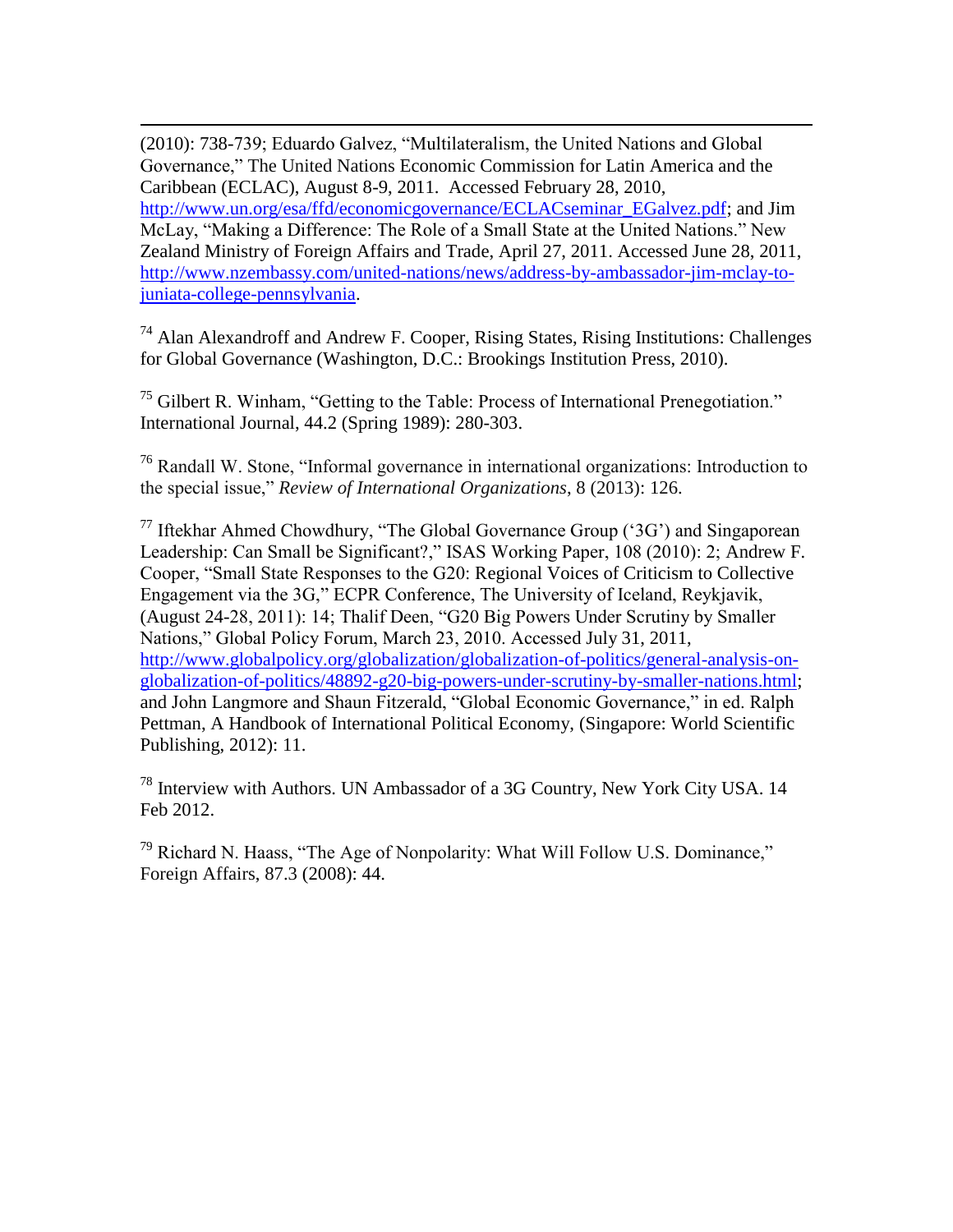(2010): 738-739; Eduardo Galvez, "Multilateralism, the United Nations and Global Governance," The United Nations Economic Commission for Latin America and the Caribbean (ECLAC), August 8-9, 2011. Accessed February 28, 2010, http://www.un.org/esa/ffd/economicgovernance/ECLACseminar_EGalvez.pdf; and Jim McLay, "Making a Difference: The Role of a Small State at the United Nations." New Zealand Ministry of Foreign Affairs and Trade, April 27, 2011. Accessed June 28, 2011, http://www.nzembassy.com/united-nations/news/address-by-ambassador-jim-mclay-to-juniata-college-pennsylvania.

[74] Alan Alexandroff and Andrew F. Cooper, Rising States, Rising Institutions: Challenges for Global Governance (Washington, D.C.: Brookings Institution Press, 2010).

[75] Gilbert R. Winham, "Getting to the Table: Process of International Prenegotiation." International Journal, 44.2 (Spring 1989): 280-303.

[76] Randall W. Stone, "Informal governance in international organizations: Introduction to the special issue," *Review of International Organizations*, 8 (2013): 126.

[77] Iftekhar Ahmed Chowdhury, "The Global Governance Group ('3G') and Singaporean Leadership: Can Small be Significant?," ISAS Working Paper, 108 (2010): 2; Andrew F. Cooper, "Small State Responses to the G20: Regional Voices of Criticism to Collective Engagement via the 3G," ECPR Conference, The University of Iceland, Reykjavik, (August 24-28, 2011): 14; Thalif Deen, "G20 Big Powers Under Scrutiny by Smaller Nations," Global Policy Forum, March 23, 2010. Accessed July 31, 2011, http://www.globalpolicy.org/globalization/globalization-of-politics/general-analysis-on-globalization-of-politics/48892-g20-big-powers-under-scrutiny-by-smaller-nations.html; and John Langmore and Shaun Fitzerald, "Global Economic Governance," in ed. Ralph Pettman, A Handbook of International Political Economy, (Singapore: World Scientific Publishing, 2012): 11.

[78] Interview with Authors. UN Ambassador of a 3G Country, New York City USA. 14 Feb 2012.

[79] Richard N. Haass, "The Age of Nonpolarity: What Will Follow U.S. Dominance," Foreign Affairs, 87.3 (2008): 44.